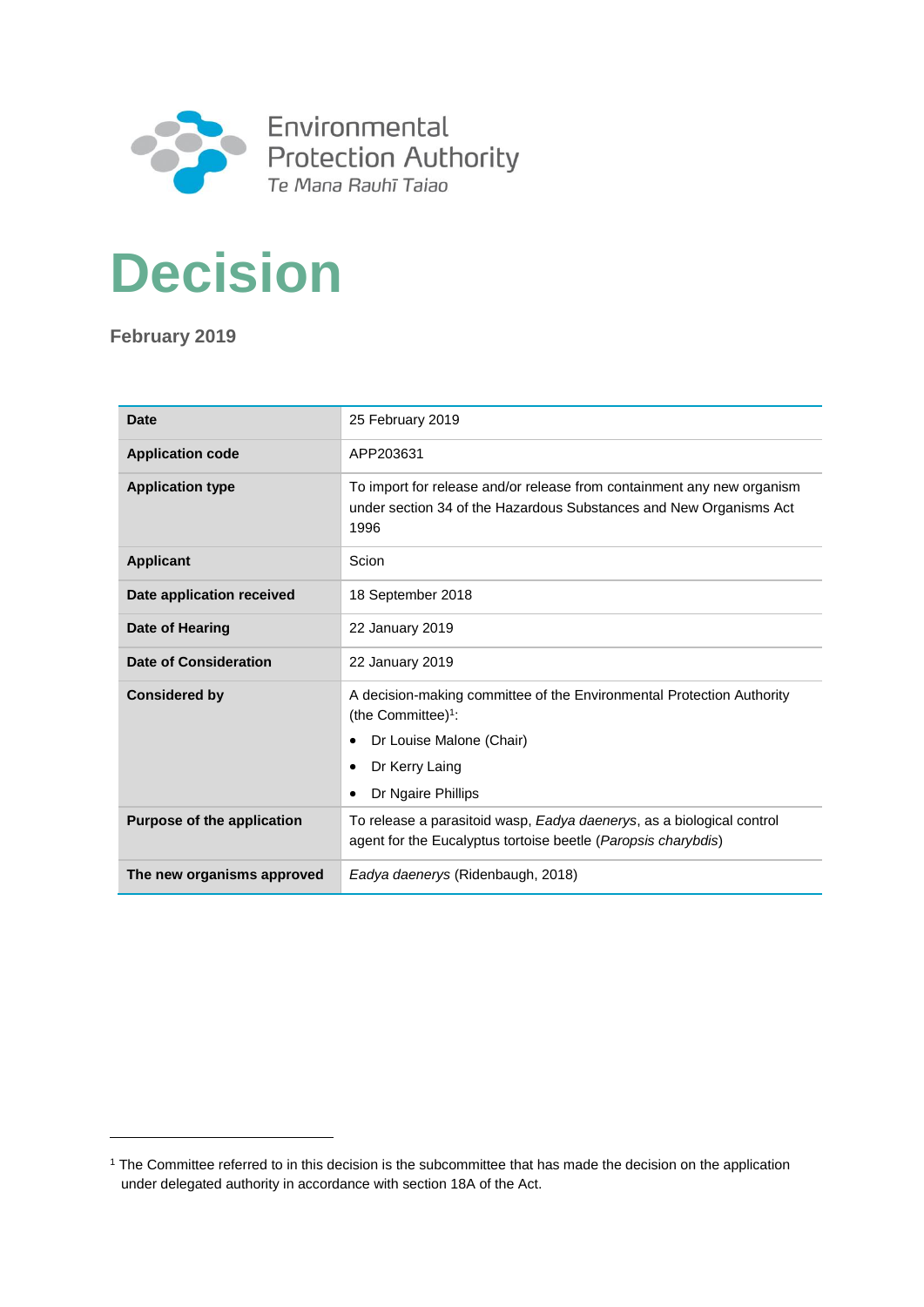Environmental Protection Authority
Te Mana Rauhī Taiao

# Decision

**February 2019**

| | |
|---|---|
| **Date** | 25 February 2019 |
| **Application code** | APP203631 |
| **Application type** | To import for release and/or release from containment any new organism under section 34 of the Hazardous Substances and New Organisms Act 1996 |
| **Applicant** | Scion |
| **Date application received** | 18 September 2018 |
| **Date of Hearing** | 22 January 2019 |
| **Date of Consideration** | 22 January 2019 |
| **Considered by** | A decision-making committee of the Environmental Protection Authority (the Committee)[1]: <br>• Dr Louise Malone (Chair)<br>• Dr Kerry Laing<br>• Dr Ngaire Phillips |
| **Purpose of the application** | To release a parasitoid wasp, *Eadya daenerys*, as a biological control agent for the Eucalyptus tortoise beetle (*Paropsis charybdis*) |
| **The new organisms approved** | *Eadya daenerys* (Ridenbaugh, 2018) |

[1] The Committee referred to in this decision is the subcommittee that has made the decision on the application under delegated authority in accordance with section 18A of the Act.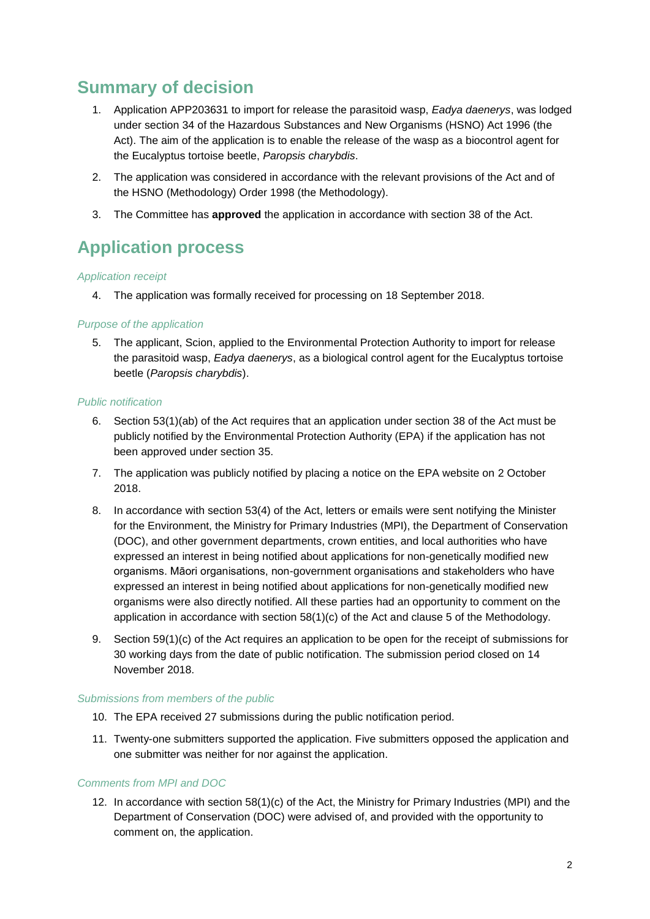## Summary of decision

1. Application APP203631 to import for release the parasitoid wasp, *Eadya daenerys*, was lodged under section 34 of the Hazardous Substances and New Organisms (HSNO) Act 1996 (the Act). The aim of the application is to enable the release of the wasp as a biocontrol agent for the Eucalyptus tortoise beetle, *Paropsis charybdis*.
2. The application was considered in accordance with the relevant provisions of the Act and of the HSNO (Methodology) Order 1998 (the Methodology).
3. The Committee has **approved** the application in accordance with section 38 of the Act.

## Application process

### *Application receipt*

4. The application was formally received for processing on 18 September 2018.

### *Purpose of the application*

5. The applicant, Scion, applied to the Environmental Protection Authority to import for release the parasitoid wasp, *Eadya daenerys*, as a biological control agent for the Eucalyptus tortoise beetle (*Paropsis charybdis*).

### *Public notification*

6. Section 53(1)(ab) of the Act requires that an application under section 38 of the Act must be publicly notified by the Environmental Protection Authority (EPA) if the application has not been approved under section 35.
7. The application was publicly notified by placing a notice on the EPA website on 2 October 2018.
8. In accordance with section 53(4) of the Act, letters or emails were sent notifying the Minister for the Environment, the Ministry for Primary Industries (MPI), the Department of Conservation (DOC), and other government departments, crown entities, and local authorities who have expressed an interest in being notified about applications for non-genetically modified new organisms. Māori organisations, non-government organisations and stakeholders who have expressed an interest in being notified about applications for non-genetically modified new organisms were also directly notified. All these parties had an opportunity to comment on the application in accordance with section 58(1)(c) of the Act and clause 5 of the Methodology.
9. Section 59(1)(c) of the Act requires an application to be open for the receipt of submissions for 30 working days from the date of public notification. The submission period closed on 14 November 2018.

### *Submissions from members of the public*

10. The EPA received 27 submissions during the public notification period.
11. Twenty-one submitters supported the application. Five submitters opposed the application and one submitter was neither for nor against the application.

### *Comments from MPI and DOC*

12. In accordance with section 58(1)(c) of the Act, the Ministry for Primary Industries (MPI) and the Department of Conservation (DOC) were advised of, and provided with the opportunity to comment on, the application.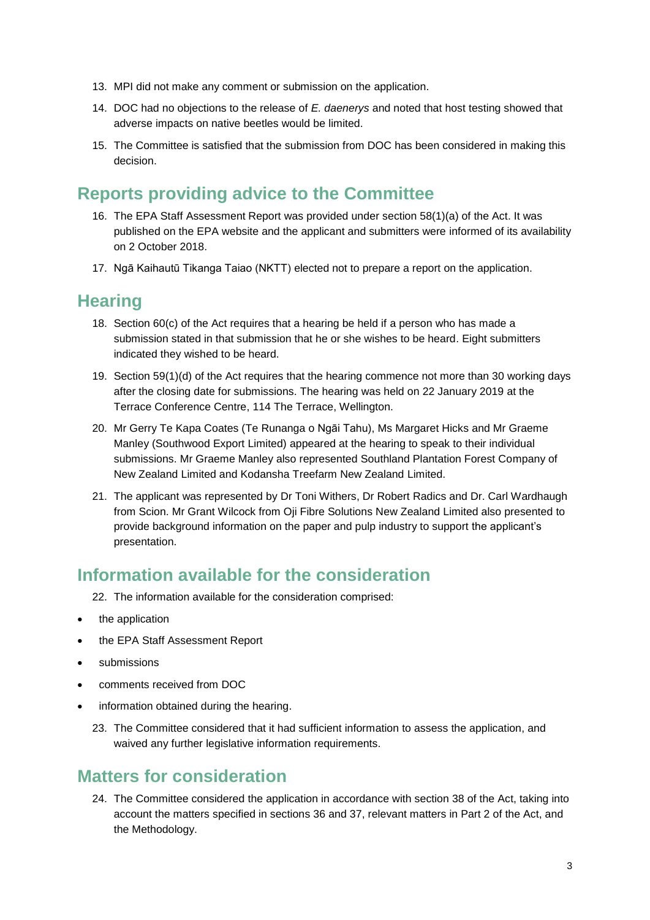13. MPI did not make any comment or submission on the application.
14. DOC had no objections to the release of *E. daenerys* and noted that host testing showed that adverse impacts on native beetles would be limited.
15. The Committee is satisfied that the submission from DOC has been considered in making this decision.

## Reports providing advice to the Committee

16. The EPA Staff Assessment Report was provided under section 58(1)(a) of the Act. It was published on the EPA website and the applicant and submitters were informed of its availability on 2 October 2018.
17. Ngā Kaihautū Tikanga Taiao (NKTT) elected not to prepare a report on the application.

## Hearing

18. Section 60(c) of the Act requires that a hearing be held if a person who has made a submission stated in that submission that he or she wishes to be heard. Eight submitters indicated they wished to be heard.
19. Section 59(1)(d) of the Act requires that the hearing commence not more than 30 working days after the closing date for submissions. The hearing was held on 22 January 2019 at the Terrace Conference Centre, 114 The Terrace, Wellington.
20. Mr Gerry Te Kapa Coates (Te Runanga o Ngāi Tahu), Ms Margaret Hicks and Mr Graeme Manley (Southwood Export Limited) appeared at the hearing to speak to their individual submissions. Mr Graeme Manley also represented Southland Plantation Forest Company of New Zealand Limited and Kodansha Treefarm New Zealand Limited.
21. The applicant was represented by Dr Toni Withers, Dr Robert Radics and Dr. Carl Wardhaugh from Scion. Mr Grant Wilcock from Oji Fibre Solutions New Zealand Limited also presented to provide background information on the paper and pulp industry to support the applicant's presentation.

## Information available for the consideration

22. The information available for the consideration comprised:

- the application
- the EPA Staff Assessment Report
- submissions
- comments received from DOC
- information obtained during the hearing.

23. The Committee considered that it had sufficient information to assess the application, and waived any further legislative information requirements.

## Matters for consideration

24. The Committee considered the application in accordance with section 38 of the Act, taking into account the matters specified in sections 36 and 37, relevant matters in Part 2 of the Act, and the Methodology.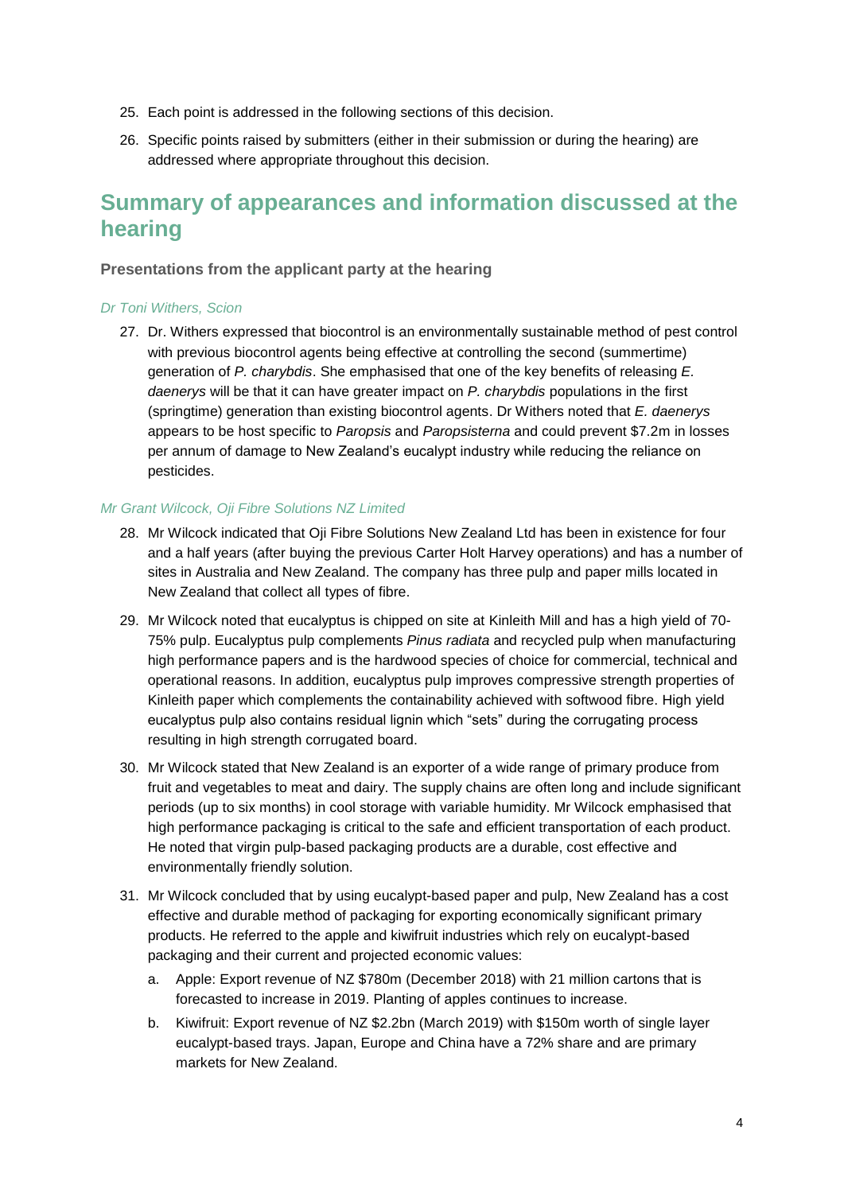25. Each point is addressed in the following sections of this decision.
26. Specific points raised by submitters (either in their submission or during the hearing) are addressed where appropriate throughout this decision.

## Summary of appearances and information discussed at the hearing

### Presentations from the applicant party at the hearing

#### *Dr Toni Withers, Scion*

27. Dr. Withers expressed that biocontrol is an environmentally sustainable method of pest control with previous biocontrol agents being effective at controlling the second (summertime) generation of *P. charybdis*. She emphasised that one of the key benefits of releasing *E. daenerys* will be that it can have greater impact on *P. charybdis* populations in the first (springtime) generation than existing biocontrol agents. Dr Withers noted that *E. daenerys* appears to be host specific to *Paropsis* and *Paropsisterna* and could prevent $7.2m in losses per annum of damage to New Zealand's eucalypt industry while reducing the reliance on pesticides.

#### *Mr Grant Wilcock, Oji Fibre Solutions NZ Limited*

28. Mr Wilcock indicated that Oji Fibre Solutions New Zealand Ltd has been in existence for four and a half years (after buying the previous Carter Holt Harvey operations) and has a number of sites in Australia and New Zealand. The company has three pulp and paper mills located in New Zealand that collect all types of fibre.
29. Mr Wilcock noted that eucalyptus is chipped on site at Kinleith Mill and has a high yield of 70-75% pulp. Eucalyptus pulp complements *Pinus radiata* and recycled pulp when manufacturing high performance papers and is the hardwood species of choice for commercial, technical and operational reasons. In addition, eucalyptus pulp improves compressive strength properties of Kinleith paper which complements the containability achieved with softwood fibre. High yield eucalyptus pulp also contains residual lignin which "sets" during the corrugating process resulting in high strength corrugated board.
30. Mr Wilcock stated that New Zealand is an exporter of a wide range of primary produce from fruit and vegetables to meat and dairy. The supply chains are often long and include significant periods (up to six months) in cool storage with variable humidity. Mr Wilcock emphasised that high performance packaging is critical to the safe and efficient transportation of each product. He noted that virgin pulp-based packaging products are a durable, cost effective and environmentally friendly solution.
31. Mr Wilcock concluded that by using eucalypt-based paper and pulp, New Zealand has a cost effective and durable method of packaging for exporting economically significant primary products. He referred to the apple and kiwifruit industries which rely on eucalypt-based packaging and their current and projected economic values:
    a. Apple: Export revenue of NZ $780m (December 2018) with 21 million cartons that is forecasted to increase in 2019. Planting of apples continues to increase.
    b. Kiwifruit: Export revenue of NZ $2.2bn (March 2019) with $150m worth of single layer eucalypt-based trays. Japan, Europe and China have a 72% share and are primary markets for New Zealand.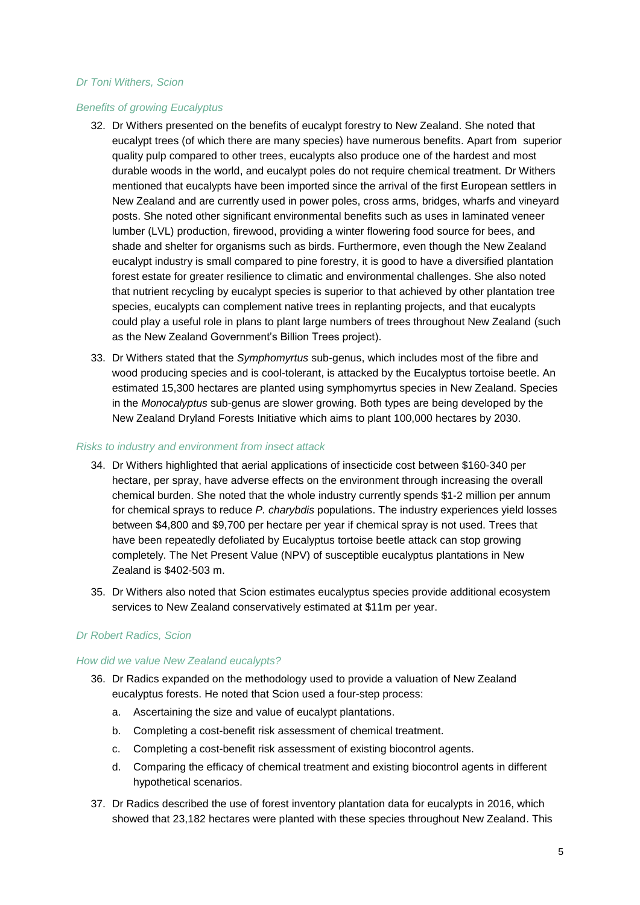*Dr Toni Withers, Scion*

*Benefits of growing Eucalyptus*

32. Dr Withers presented on the benefits of eucalypt forestry to New Zealand. She noted that eucalypt trees (of which there are many species) have numerous benefits. Apart from superior quality pulp compared to other trees, eucalypts also produce one of the hardest and most durable woods in the world, and eucalypt poles do not require chemical treatment. Dr Withers mentioned that eucalypts have been imported since the arrival of the first European settlers in New Zealand and are currently used in power poles, cross arms, bridges, wharfs and vineyard posts. She noted other significant environmental benefits such as uses in laminated veneer lumber (LVL) production, firewood, providing a winter flowering food source for bees, and shade and shelter for organisms such as birds. Furthermore, even though the New Zealand eucalypt industry is small compared to pine forestry, it is good to have a diversified plantation forest estate for greater resilience to climatic and environmental challenges. She also noted that nutrient recycling by eucalypt species is superior to that achieved by other plantation tree species, eucalypts can complement native trees in replanting projects, and that eucalypts could play a useful role in plans to plant large numbers of trees throughout New Zealand (such as the New Zealand Government's Billion Trees project).

33. Dr Withers stated that the *Symphomyrtus* sub-genus, which includes most of the fibre and wood producing species and is cool-tolerant, is attacked by the Eucalyptus tortoise beetle. An estimated 15,300 hectares are planted using symphomyrtus species in New Zealand. Species in the *Monocalyptus* sub-genus are slower growing. Both types are being developed by the New Zealand Dryland Forests Initiative which aims to plant 100,000 hectares by 2030.

*Risks to industry and environment from insect attack*

34. Dr Withers highlighted that aerial applications of insecticide cost between $160-340 per hectare, per spray, have adverse effects on the environment through increasing the overall chemical burden. She noted that the whole industry currently spends $1-2 million per annum for chemical sprays to reduce *P. charybdis* populations. The industry experiences yield losses between $4,800 and $9,700 per hectare per year if chemical spray is not used. Trees that have been repeatedly defoliated by Eucalyptus tortoise beetle attack can stop growing completely. The Net Present Value (NPV) of susceptible eucalyptus plantations in New Zealand is $402-503 m.

35. Dr Withers also noted that Scion estimates eucalyptus species provide additional ecosystem services to New Zealand conservatively estimated at $11m per year.

*Dr Robert Radics, Scion*

*How did we value New Zealand eucalypts?*

36. Dr Radics expanded on the methodology used to provide a valuation of New Zealand eucalyptus forests. He noted that Scion used a four-step process:
    a. Ascertaining the size and value of eucalypt plantations.
    b. Completing a cost-benefit risk assessment of chemical treatment.
    c. Completing a cost-benefit risk assessment of existing biocontrol agents.
    d. Comparing the efficacy of chemical treatment and existing biocontrol agents in different hypothetical scenarios.

37. Dr Radics described the use of forest inventory plantation data for eucalypts in 2016, which showed that 23,182 hectares were planted with these species throughout New Zealand. This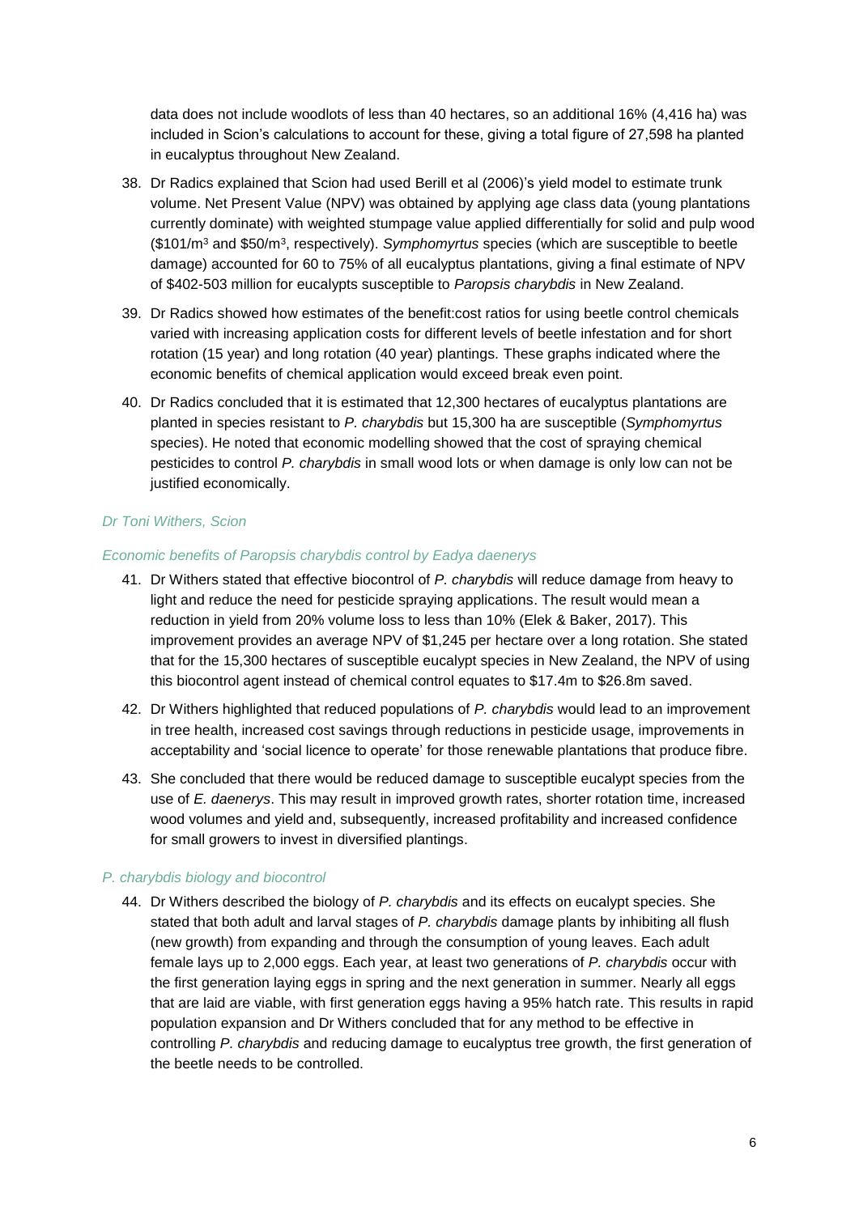data does not include woodlots of less than 40 hectares, so an additional 16% (4,416 ha) was included in Scion's calculations to account for these, giving a total figure of 27,598 ha planted in eucalyptus throughout New Zealand.

38. Dr Radics explained that Scion had used Berill et al (2006)'s yield model to estimate trunk volume. Net Present Value (NPV) was obtained by applying age class data (young plantations currently dominate) with weighted stumpage value applied differentially for solid and pulp wood ($101/m$^3$ and $50/m$^3$, respectively). *Symphomyrtus* species (which are susceptible to beetle damage) accounted for 60 to 75% of all eucalyptus plantations, giving a final estimate of NPV of $402-503 million for eucalypts susceptible to *Paropsis charybdis* in New Zealand.

39. Dr Radics showed how estimates of the benefit:cost ratios for using beetle control chemicals varied with increasing application costs for different levels of beetle infestation and for short rotation (15 year) and long rotation (40 year) plantings. These graphs indicated where the economic benefits of chemical application would exceed break even point.

40. Dr Radics concluded that it is estimated that 12,300 hectares of eucalyptus plantations are planted in species resistant to *P. charybdis* but 15,300 ha are susceptible (*Symphomyrtus* species). He noted that economic modelling showed that the cost of spraying chemical pesticides to control *P. charybdis* in small wood lots or when damage is only low can not be justified economically.

*Dr Toni Withers, Scion*

*Economic benefits of Paropsis charybdis control by Eadya daenerys*

41. Dr Withers stated that effective biocontrol of *P. charybdis* will reduce damage from heavy to light and reduce the need for pesticide spraying applications. The result would mean a reduction in yield from 20% volume loss to less than 10% (Elek & Baker, 2017). This improvement provides an average NPV of $1,245 per hectare over a long rotation. She stated that for the 15,300 hectares of susceptible eucalypt species in New Zealand, the NPV of using this biocontrol agent instead of chemical control equates to $17.4m to $26.8m saved.

42. Dr Withers highlighted that reduced populations of *P. charybdis* would lead to an improvement in tree health, increased cost savings through reductions in pesticide usage, improvements in acceptability and 'social licence to operate' for those renewable plantations that produce fibre.

43. She concluded that there would be reduced damage to susceptible eucalypt species from the use of *E. daenerys*. This may result in improved growth rates, shorter rotation time, increased wood volumes and yield and, subsequently, increased profitability and increased confidence for small growers to invest in diversified plantings.

*P. charybdis biology and biocontrol*

44. Dr Withers described the biology of *P. charybdis* and its effects on eucalypt species. She stated that both adult and larval stages of *P. charybdis* damage plants by inhibiting all flush (new growth) from expanding and through the consumption of young leaves. Each adult female lays up to 2,000 eggs. Each year, at least two generations of *P. charybdis* occur with the first generation laying eggs in spring and the next generation in summer. Nearly all eggs that are laid are viable, with first generation eggs having a 95% hatch rate. This results in rapid population expansion and Dr Withers concluded that for any method to be effective in controlling *P. charybdis* and reducing damage to eucalyptus tree growth, the first generation of the beetle needs to be controlled.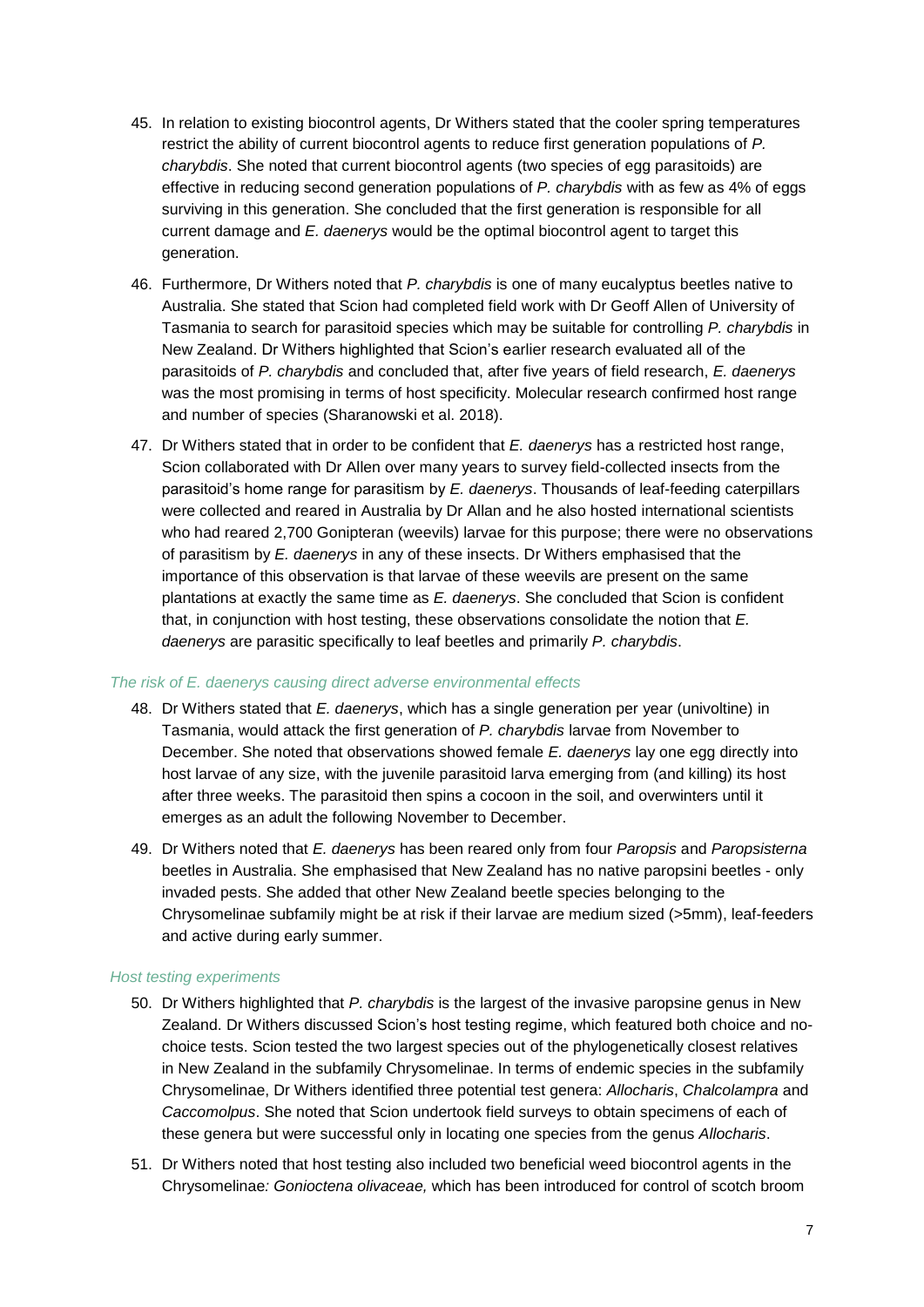45. In relation to existing biocontrol agents, Dr Withers stated that the cooler spring temperatures restrict the ability of current biocontrol agents to reduce first generation populations of *P. charybdis*. She noted that current biocontrol agents (two species of egg parasitoids) are effective in reducing second generation populations of *P. charybdis* with as few as 4% of eggs surviving in this generation. She concluded that the first generation is responsible for all current damage and *E. daenerys* would be the optimal biocontrol agent to target this generation.

46. Furthermore, Dr Withers noted that *P. charybdis* is one of many eucalyptus beetles native to Australia. She stated that Scion had completed field work with Dr Geoff Allen of University of Tasmania to search for parasitoid species which may be suitable for controlling *P. charybdis* in New Zealand. Dr Withers highlighted that Scion's earlier research evaluated all of the parasitoids of *P. charybdis* and concluded that, after five years of field research, *E. daenerys* was the most promising in terms of host specificity. Molecular research confirmed host range and number of species (Sharanowski et al. 2018).

47. Dr Withers stated that in order to be confident that *E. daenerys* has a restricted host range, Scion collaborated with Dr Allen over many years to survey field-collected insects from the parasitoid's home range for parasitism by *E. daenerys*. Thousands of leaf-feeding caterpillars were collected and reared in Australia by Dr Allan and he also hosted international scientists who had reared 2,700 Gonipteran (weevils) larvae for this purpose; there were no observations of parasitism by *E. daenerys* in any of these insects. Dr Withers emphasised that the importance of this observation is that larvae of these weevils are present on the same plantations at exactly the same time as *E. daenerys*. She concluded that Scion is confident that, in conjunction with host testing, these observations consolidate the notion that *E. daenerys* are parasitic specifically to leaf beetles and primarily *P. charybdis*.

### *The risk of E. daenerys causing direct adverse environmental effects*

48. Dr Withers stated that *E. daenerys*, which has a single generation per year (univoltine) in Tasmania, would attack the first generation of *P. charybdis* larvae from November to December. She noted that observations showed female *E. daenerys* lay one egg directly into host larvae of any size, with the juvenile parasitoid larva emerging from (and killing) its host after three weeks. The parasitoid then spins a cocoon in the soil, and overwinters until it emerges as an adult the following November to December.

49. Dr Withers noted that *E. daenerys* has been reared only from four *Paropsis* and *Paropsisterna* beetles in Australia. She emphasised that New Zealand has no native paropsini beetles - only invaded pests. She added that other New Zealand beetle species belonging to the Chrysomelinae subfamily might be at risk if their larvae are medium sized (>5mm), leaf-feeders and active during early summer.

### *Host testing experiments*

50. Dr Withers highlighted that *P. charybdis* is the largest of the invasive paropsine genus in New Zealand. Dr Withers discussed Scion's host testing regime, which featured both choice and no-choice tests. Scion tested the two largest species out of the phylogenetically closest relatives in New Zealand in the subfamily Chrysomelinae. In terms of endemic species in the subfamily Chrysomelinae, Dr Withers identified three potential test genera: *Allocharis*, *Chalcolampra* and *Caccomolpus*. She noted that Scion undertook field surveys to obtain specimens of each of these genera but were successful only in locating one species from the genus *Allocharis*.

51. Dr Withers noted that host testing also included two beneficial weed biocontrol agents in the Chrysomelinae*: Gonioctena olivaceae,* which has been introduced for control of scotch broom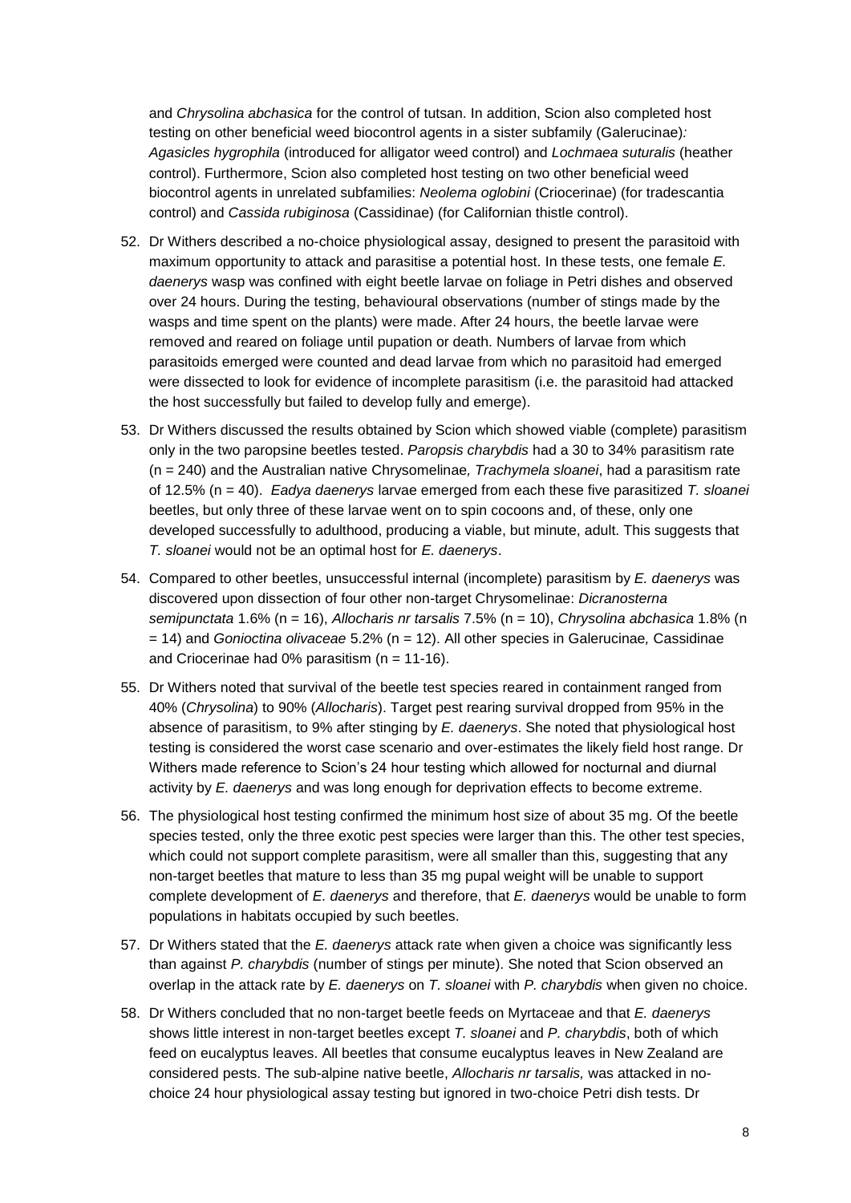and *Chrysolina abchasica* for the control of tutsan. In addition, Scion also completed host testing on other beneficial weed biocontrol agents in a sister subfamily (Galerucinae)*:* *Agasicles hygrophila* (introduced for alligator weed control) and *Lochmaea suturalis* (heather control). Furthermore, Scion also completed host testing on two other beneficial weed biocontrol agents in unrelated subfamilies: *Neolema oglobini* (Criocerinae) (for tradescantia control) and *Cassida rubiginosa* (Cassidinae) (for Californian thistle control).

52. Dr Withers described a no-choice physiological assay, designed to present the parasitoid with maximum opportunity to attack and parasitise a potential host. In these tests, one female *E. daenerys* wasp was confined with eight beetle larvae on foliage in Petri dishes and observed over 24 hours. During the testing, behavioural observations (number of stings made by the wasps and time spent on the plants) were made. After 24 hours, the beetle larvae were removed and reared on foliage until pupation or death. Numbers of larvae from which parasitoids emerged were counted and dead larvae from which no parasitoid had emerged were dissected to look for evidence of incomplete parasitism (i.e. the parasitoid had attacked the host successfully but failed to develop fully and emerge).

53. Dr Withers discussed the results obtained by Scion which showed viable (complete) parasitism only in the two paropsine beetles tested. *Paropsis charybdis* had a 30 to 34% parasitism rate (n = 240) and the Australian native Chrysomelinae*, Trachymela sloanei*, had a parasitism rate of 12.5% (n = 40). *Eadya daenerys* larvae emerged from each these five parasitized *T. sloanei* beetles, but only three of these larvae went on to spin cocoons and, of these, only one developed successfully to adulthood, producing a viable, but minute, adult. This suggests that *T. sloanei* would not be an optimal host for *E. daenerys*.

54. Compared to other beetles, unsuccessful internal (incomplete) parasitism by *E. daenerys* was discovered upon dissection of four other non-target Chrysomelinae: *Dicranosterna semipunctata* 1.6% (n = 16), *Allocharis nr tarsalis* 7.5% (n = 10), *Chrysolina abchasica* 1.8% (n = 14) and *Gonioctina olivaceae* 5.2% (n = 12). All other species in Galerucinae*,* Cassidinae and Criocerinae had 0% parasitism (n = 11-16).

55. Dr Withers noted that survival of the beetle test species reared in containment ranged from 40% (*Chrysolina*) to 90% (*Allocharis*). Target pest rearing survival dropped from 95% in the absence of parasitism, to 9% after stinging by *E. daenerys*. She noted that physiological host testing is considered the worst case scenario and over-estimates the likely field host range. Dr Withers made reference to Scion's 24 hour testing which allowed for nocturnal and diurnal activity by *E. daenerys* and was long enough for deprivation effects to become extreme.

56. The physiological host testing confirmed the minimum host size of about 35 mg. Of the beetle species tested, only the three exotic pest species were larger than this. The other test species, which could not support complete parasitism, were all smaller than this, suggesting that any non-target beetles that mature to less than 35 mg pupal weight will be unable to support complete development of *E. daenerys* and therefore, that *E. daenerys* would be unable to form populations in habitats occupied by such beetles.

57. Dr Withers stated that the *E. daenerys* attack rate when given a choice was significantly less than against *P. charybdis* (number of stings per minute). She noted that Scion observed an overlap in the attack rate by *E. daenerys* on *T. sloanei* with *P. charybdis* when given no choice.

58. Dr Withers concluded that no non-target beetle feeds on Myrtaceae and that *E. daenerys* shows little interest in non-target beetles except *T. sloanei* and *P. charybdis*, both of which feed on eucalyptus leaves. All beetles that consume eucalyptus leaves in New Zealand are considered pests. The sub-alpine native beetle, *Allocharis nr tarsalis,* was attacked in no-choice 24 hour physiological assay testing but ignored in two-choice Petri dish tests. Dr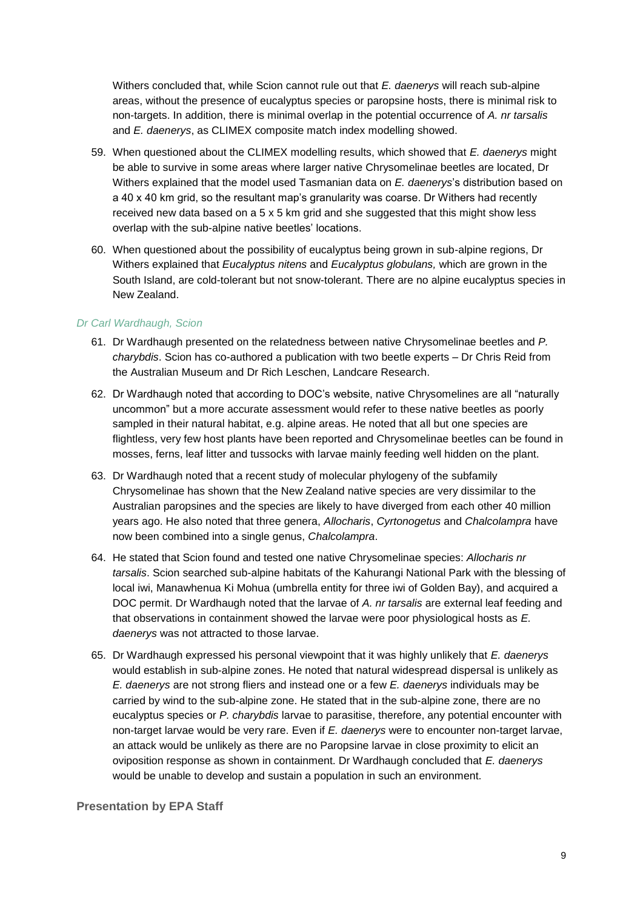Withers concluded that, while Scion cannot rule out that *E. daenerys* will reach sub-alpine areas, without the presence of eucalyptus species or paropsine hosts, there is minimal risk to non-targets. In addition, there is minimal overlap in the potential occurrence of *A. nr tarsalis* and *E. daenerys*, as CLIMEX composite match index modelling showed.

59. When questioned about the CLIMEX modelling results, which showed that *E. daenerys* might be able to survive in some areas where larger native Chrysomelinae beetles are located, Dr Withers explained that the model used Tasmanian data on *E. daenerys*'s distribution based on a 40 x 40 km grid, so the resultant map's granularity was coarse. Dr Withers had recently received new data based on a 5 x 5 km grid and she suggested that this might show less overlap with the sub-alpine native beetles' locations.

60. When questioned about the possibility of eucalyptus being grown in sub-alpine regions, Dr Withers explained that *Eucalyptus nitens* and *Eucalyptus globulans,* which are grown in the South Island, are cold-tolerant but not snow-tolerant. There are no alpine eucalyptus species in New Zealand.

### *Dr Carl Wardhaugh, Scion*

61. Dr Wardhaugh presented on the relatedness between native Chrysomelinae beetles and *P. charybdis*. Scion has co-authored a publication with two beetle experts – Dr Chris Reid from the Australian Museum and Dr Rich Leschen, Landcare Research.

62. Dr Wardhaugh noted that according to DOC's website, native Chrysomelines are all "naturally uncommon" but a more accurate assessment would refer to these native beetles as poorly sampled in their natural habitat, e.g. alpine areas. He noted that all but one species are flightless, very few host plants have been reported and Chrysomelinae beetles can be found in mosses, ferns, leaf litter and tussocks with larvae mainly feeding well hidden on the plant.

63. Dr Wardhaugh noted that a recent study of molecular phylogeny of the subfamily Chrysomelinae has shown that the New Zealand native species are very dissimilar to the Australian paropsines and the species are likely to have diverged from each other 40 million years ago. He also noted that three genera, *Allocharis*, *Cyrtonogetus* and *Chalcolampra* have now been combined into a single genus, *Chalcolampra*.

64. He stated that Scion found and tested one native Chrysomelinae species: *Allocharis nr tarsalis*. Scion searched sub-alpine habitats of the Kahurangi National Park with the blessing of local iwi, Manawhenua Ki Mohua (umbrella entity for three iwi of Golden Bay), and acquired a DOC permit. Dr Wardhaugh noted that the larvae of *A. nr tarsalis* are external leaf feeding and that observations in containment showed the larvae were poor physiological hosts as *E. daenerys* was not attracted to those larvae.

65. Dr Wardhaugh expressed his personal viewpoint that it was highly unlikely that *E. daenerys* would establish in sub-alpine zones. He noted that natural widespread dispersal is unlikely as *E. daenerys* are not strong fliers and instead one or a few *E. daenerys* individuals may be carried by wind to the sub-alpine zone. He stated that in the sub-alpine zone, there are no eucalyptus species or *P. charybdis* larvae to parasitise, therefore, any potential encounter with non-target larvae would be very rare. Even if *E. daenerys* were to encounter non-target larvae, an attack would be unlikely as there are no Paropsine larvae in close proximity to elicit an oviposition response as shown in containment. Dr Wardhaugh concluded that *E. daenerys* would be unable to develop and sustain a population in such an environment.

## Presentation by EPA Staff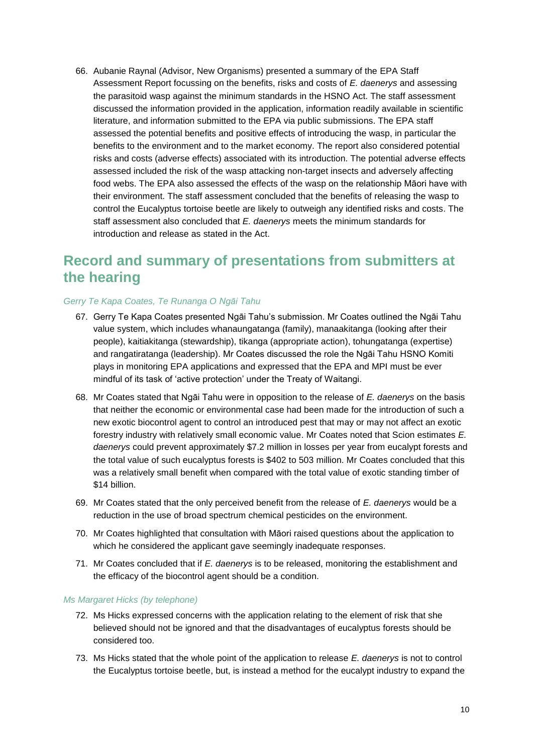66. Aubanie Raynal (Advisor, New Organisms) presented a summary of the EPA Staff Assessment Report focussing on the benefits, risks and costs of *E. daenerys* and assessing the parasitoid wasp against the minimum standards in the HSNO Act. The staff assessment discussed the information provided in the application, information readily available in scientific literature, and information submitted to the EPA via public submissions. The EPA staff assessed the potential benefits and positive effects of introducing the wasp, in particular the benefits to the environment and to the market economy. The report also considered potential risks and costs (adverse effects) associated with its introduction. The potential adverse effects assessed included the risk of the wasp attacking non-target insects and adversely affecting food webs. The EPA also assessed the effects of the wasp on the relationship Māori have with their environment. The staff assessment concluded that the benefits of releasing the wasp to control the Eucalyptus tortoise beetle are likely to outweigh any identified risks and costs. The staff assessment also concluded that *E. daenerys* meets the minimum standards for introduction and release as stated in the Act.

# Record and summary of presentations from submitters at the hearing

### *Gerry Te Kapa Coates, Te Runanga O Ngāi Tahu*

67. Gerry Te Kapa Coates presented Ngāi Tahu's submission. Mr Coates outlined the Ngāi Tahu value system, which includes whanaungatanga (family), manaakitanga (looking after their people), kaitiakitanga (stewardship), tikanga (appropriate action), tohungatanga (expertise) and rangatiratanga (leadership). Mr Coates discussed the role the Ngāi Tahu HSNO Komiti plays in monitoring EPA applications and expressed that the EPA and MPI must be ever mindful of its task of 'active protection' under the Treaty of Waitangi.

68. Mr Coates stated that Ngāi Tahu were in opposition to the release of *E. daenerys* on the basis that neither the economic or environmental case had been made for the introduction of such a new exotic biocontrol agent to control an introduced pest that may or may not affect an exotic forestry industry with relatively small economic value. Mr Coates noted that Scion estimates *E. daenerys* could prevent approximately $7.2 million in losses per year from eucalypt forests and the total value of such eucalyptus forests is $402 to 503 million. Mr Coates concluded that this was a relatively small benefit when compared with the total value of exotic standing timber of $14 billion.

69. Mr Coates stated that the only perceived benefit from the release of *E. daenerys* would be a reduction in the use of broad spectrum chemical pesticides on the environment.

70. Mr Coates highlighted that consultation with Māori raised questions about the application to which he considered the applicant gave seemingly inadequate responses.

71. Mr Coates concluded that if *E. daenerys* is to be released, monitoring the establishment and the efficacy of the biocontrol agent should be a condition.

### *Ms Margaret Hicks (by telephone)*

72. Ms Hicks expressed concerns with the application relating to the element of risk that she believed should not be ignored and that the disadvantages of eucalyptus forests should be considered too.

73. Ms Hicks stated that the whole point of the application to release *E. daenerys* is not to control the Eucalyptus tortoise beetle, but, is instead a method for the eucalypt industry to expand the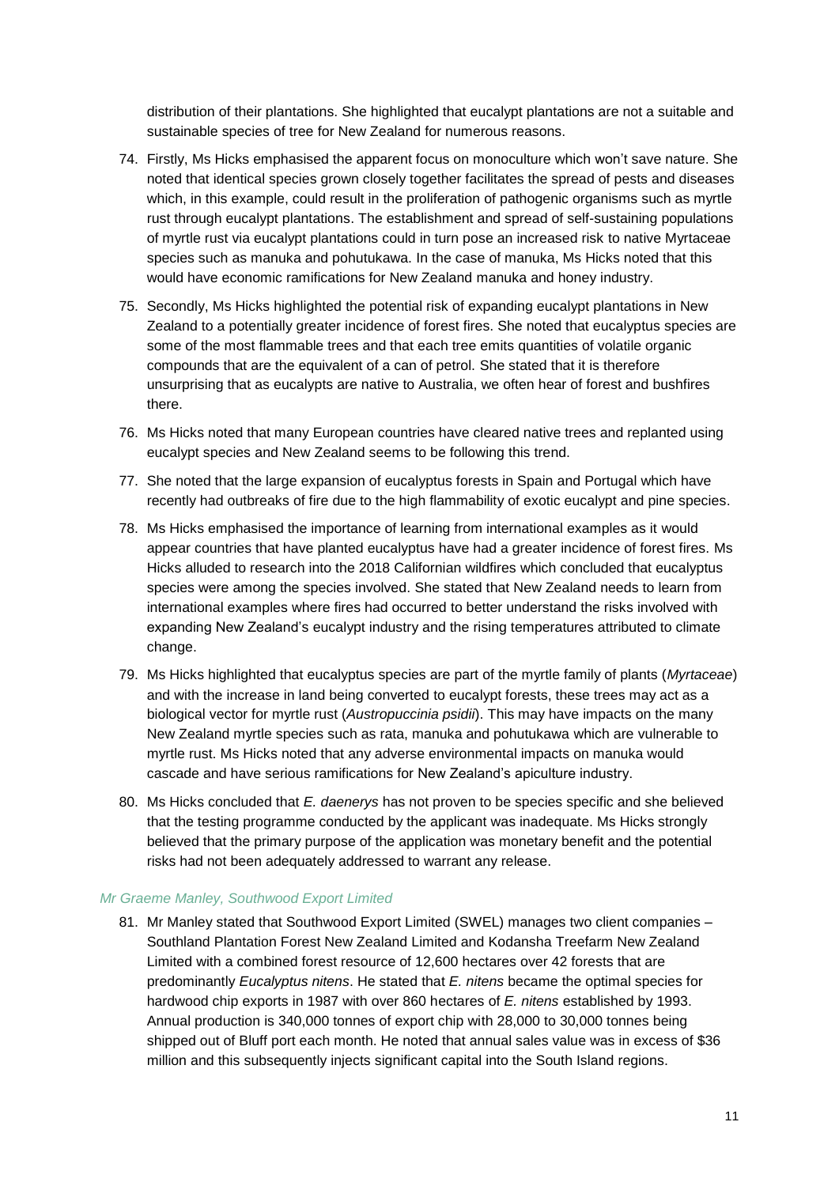distribution of their plantations. She highlighted that eucalypt plantations are not a suitable and sustainable species of tree for New Zealand for numerous reasons.

74. Firstly, Ms Hicks emphasised the apparent focus on monoculture which won't save nature. She noted that identical species grown closely together facilitates the spread of pests and diseases which, in this example, could result in the proliferation of pathogenic organisms such as myrtle rust through eucalypt plantations. The establishment and spread of self-sustaining populations of myrtle rust via eucalypt plantations could in turn pose an increased risk to native Myrtaceae species such as manuka and pohutukawa. In the case of manuka, Ms Hicks noted that this would have economic ramifications for New Zealand manuka and honey industry.

75. Secondly, Ms Hicks highlighted the potential risk of expanding eucalypt plantations in New Zealand to a potentially greater incidence of forest fires. She noted that eucalyptus species are some of the most flammable trees and that each tree emits quantities of volatile organic compounds that are the equivalent of a can of petrol. She stated that it is therefore unsurprising that as eucalypts are native to Australia, we often hear of forest and bushfires there.

76. Ms Hicks noted that many European countries have cleared native trees and replanted using eucalypt species and New Zealand seems to be following this trend.

77. She noted that the large expansion of eucalyptus forests in Spain and Portugal which have recently had outbreaks of fire due to the high flammability of exotic eucalypt and pine species.

78. Ms Hicks emphasised the importance of learning from international examples as it would appear countries that have planted eucalyptus have had a greater incidence of forest fires. Ms Hicks alluded to research into the 2018 Californian wildfires which concluded that eucalyptus species were among the species involved. She stated that New Zealand needs to learn from international examples where fires had occurred to better understand the risks involved with expanding New Zealand's eucalypt industry and the rising temperatures attributed to climate change.

79. Ms Hicks highlighted that eucalyptus species are part of the myrtle family of plants (*Myrtaceae*) and with the increase in land being converted to eucalypt forests, these trees may act as a biological vector for myrtle rust (*Austropuccinia psidii*). This may have impacts on the many New Zealand myrtle species such as rata, manuka and pohutukawa which are vulnerable to myrtle rust. Ms Hicks noted that any adverse environmental impacts on manuka would cascade and have serious ramifications for New Zealand's apiculture industry.

80. Ms Hicks concluded that *E. daenerys* has not proven to be species specific and she believed that the testing programme conducted by the applicant was inadequate. Ms Hicks strongly believed that the primary purpose of the application was monetary benefit and the potential risks had not been adequately addressed to warrant any release.

#### *Mr Graeme Manley, Southwood Export Limited*

81. Mr Manley stated that Southwood Export Limited (SWEL) manages two client companies – Southland Plantation Forest New Zealand Limited and Kodansha Treefarm New Zealand Limited with a combined forest resource of 12,600 hectares over 42 forests that are predominantly *Eucalyptus nitens*. He stated that *E. nitens* became the optimal species for hardwood chip exports in 1987 with over 860 hectares of *E. nitens* established by 1993. Annual production is 340,000 tonnes of export chip with 28,000 to 30,000 tonnes being shipped out of Bluff port each month. He noted that annual sales value was in excess of $36 million and this subsequently injects significant capital into the South Island regions.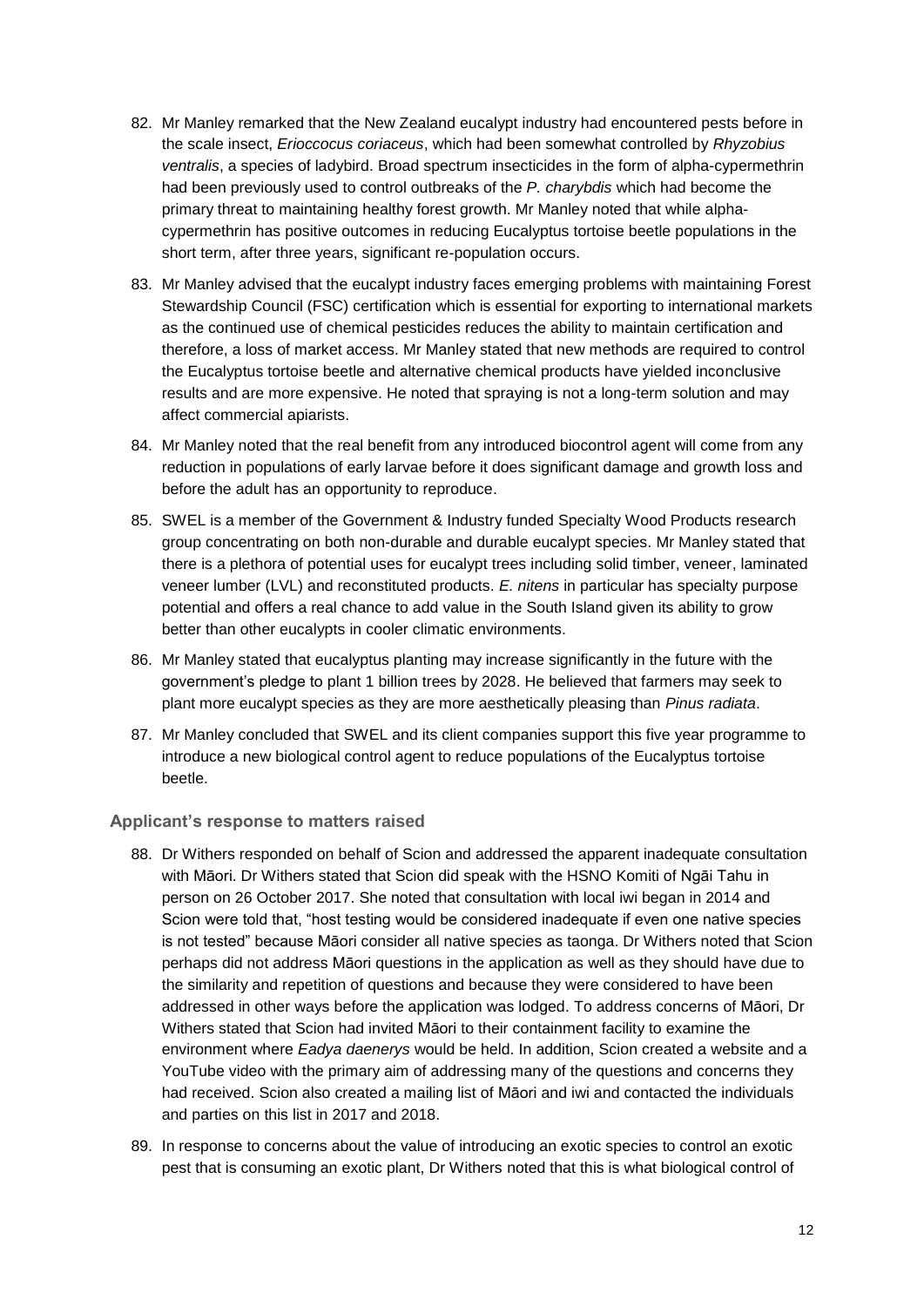82. Mr Manley remarked that the New Zealand eucalypt industry had encountered pests before in the scale insect, *Erioccocus coriaceus*, which had been somewhat controlled by *Rhyzobius ventralis*, a species of ladybird. Broad spectrum insecticides in the form of alpha-cypermethrin had been previously used to control outbreaks of the *P. charybdis* which had become the primary threat to maintaining healthy forest growth. Mr Manley noted that while alpha-cypermethrin has positive outcomes in reducing Eucalyptus tortoise beetle populations in the short term, after three years, significant re-population occurs.

83. Mr Manley advised that the eucalypt industry faces emerging problems with maintaining Forest Stewardship Council (FSC) certification which is essential for exporting to international markets as the continued use of chemical pesticides reduces the ability to maintain certification and therefore, a loss of market access. Mr Manley stated that new methods are required to control the Eucalyptus tortoise beetle and alternative chemical products have yielded inconclusive results and are more expensive. He noted that spraying is not a long-term solution and may affect commercial apiarists.

84. Mr Manley noted that the real benefit from any introduced biocontrol agent will come from any reduction in populations of early larvae before it does significant damage and growth loss and before the adult has an opportunity to reproduce.

85. SWEL is a member of the Government & Industry funded Specialty Wood Products research group concentrating on both non-durable and durable eucalypt species. Mr Manley stated that there is a plethora of potential uses for eucalypt trees including solid timber, veneer, laminated veneer lumber (LVL) and reconstituted products. *E. nitens* in particular has specialty purpose potential and offers a real chance to add value in the South Island given its ability to grow better than other eucalypts in cooler climatic environments.

86. Mr Manley stated that eucalyptus planting may increase significantly in the future with the government's pledge to plant 1 billion trees by 2028. He believed that farmers may seek to plant more eucalypt species as they are more aesthetically pleasing than *Pinus radiata*.

87. Mr Manley concluded that SWEL and its client companies support this five year programme to introduce a new biological control agent to reduce populations of the Eucalyptus tortoise beetle.

### Applicant's response to matters raised

88. Dr Withers responded on behalf of Scion and addressed the apparent inadequate consultation with Māori. Dr Withers stated that Scion did speak with the HSNO Komiti of Ngāi Tahu in person on 26 October 2017. She noted that consultation with local iwi began in 2014 and Scion were told that, "host testing would be considered inadequate if even one native species is not tested" because Māori consider all native species as taonga. Dr Withers noted that Scion perhaps did not address Māori questions in the application as well as they should have due to the similarity and repetition of questions and because they were considered to have been addressed in other ways before the application was lodged. To address concerns of Māori, Dr Withers stated that Scion had invited Māori to their containment facility to examine the environment where *Eadya daenerys* would be held. In addition, Scion created a website and a YouTube video with the primary aim of addressing many of the questions and concerns they had received. Scion also created a mailing list of Māori and iwi and contacted the individuals and parties on this list in 2017 and 2018.

89. In response to concerns about the value of introducing an exotic species to control an exotic pest that is consuming an exotic plant, Dr Withers noted that this is what biological control of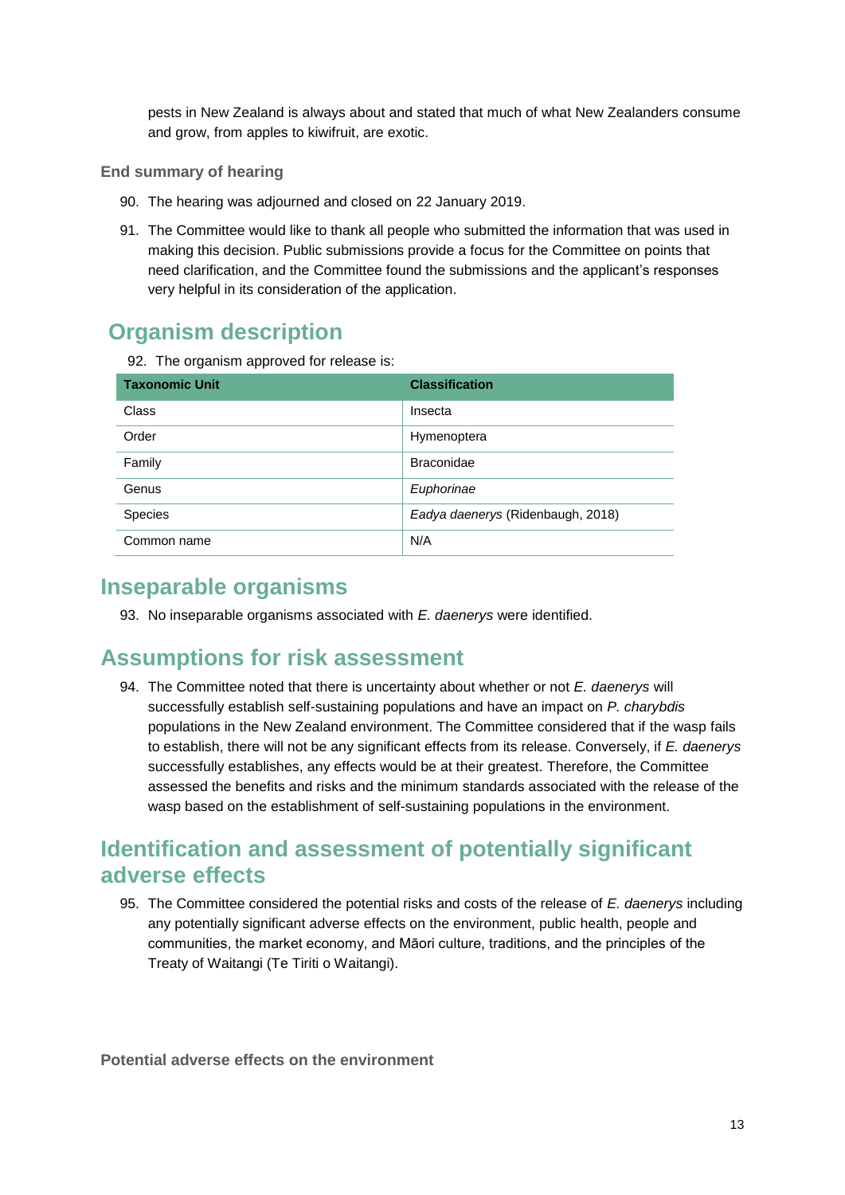pests in New Zealand is always about and stated that much of what New Zealanders consume and grow, from apples to kiwifruit, are exotic.

### End summary of hearing

90. The hearing was adjourned and closed on 22 January 2019.
91. The Committee would like to thank all people who submitted the information that was used in making this decision. Public submissions provide a focus for the Committee on points that need clarification, and the Committee found the submissions and the applicant's responses very helpful in its consideration of the application.

## Organism description

92. The organism approved for release is:

| Taxonomic Unit | Classification |
|---|---|
| Class | Insecta |
| Order | Hymenoptera |
| Family | Braconidae |
| Genus | *Euphorinae* |
| Species | *Eadya daenerys* (Ridenbaugh, 2018) |
| Common name | N/A |

## Inseparable organisms

93. No inseparable organisms associated with *E. daenerys* were identified.

## Assumptions for risk assessment

94. The Committee noted that there is uncertainty about whether or not *E. daenerys* will successfully establish self-sustaining populations and have an impact on *P. charybdis* populations in the New Zealand environment. The Committee considered that if the wasp fails to establish, there will not be any significant effects from its release. Conversely, if *E. daenerys* successfully establishes, any effects would be at their greatest. Therefore, the Committee assessed the benefits and risks and the minimum standards associated with the release of the wasp based on the establishment of self-sustaining populations in the environment.

## Identification and assessment of potentially significant adverse effects

95. The Committee considered the potential risks and costs of the release of *E. daenerys* including any potentially significant adverse effects on the environment, public health, people and communities, the market economy, and Māori culture, traditions, and the principles of the Treaty of Waitangi (Te Tiriti o Waitangi).

### Potential adverse effects on the environment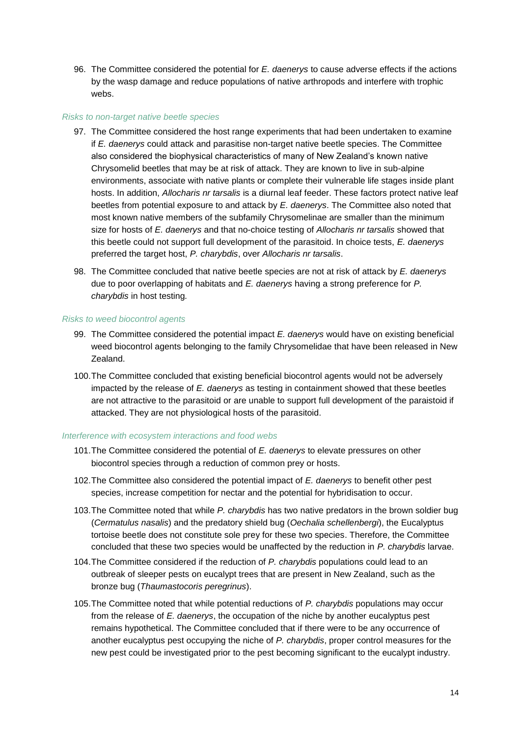96. The Committee considered the potential for *E. daenerys* to cause adverse effects if the actions by the wasp damage and reduce populations of native arthropods and interfere with trophic webs.

*Risks to non-target native beetle species*

97. The Committee considered the host range experiments that had been undertaken to examine if *E. daenerys* could attack and parasitise non-target native beetle species. The Committee also considered the biophysical characteristics of many of New Zealand's known native Chrysomelid beetles that may be at risk of attack. They are known to live in sub-alpine environments, associate with native plants or complete their vulnerable life stages inside plant hosts. In addition, *Allocharis nr tarsalis* is a diurnal leaf feeder. These factors protect native leaf beetles from potential exposure to and attack by *E. daenerys*. The Committee also noted that most known native members of the subfamily Chrysomelinae are smaller than the minimum size for hosts of *E. daenerys* and that no-choice testing of *Allocharis nr tarsalis* showed that this beetle could not support full development of the parasitoid. In choice tests, *E. daenerys* preferred the target host, *P. charybdis*, over *Allocharis nr tarsalis*.

98. The Committee concluded that native beetle species are not at risk of attack by *E. daenerys* due to poor overlapping of habitats and *E. daenerys* having a strong preference for *P. charybdis* in host testing*.*

*Risks to weed biocontrol agents*

99. The Committee considered the potential impact *E. daenerys* would have on existing beneficial weed biocontrol agents belonging to the family Chrysomelidae that have been released in New Zealand.

100. The Committee concluded that existing beneficial biocontrol agents would not be adversely impacted by the release of *E. daenerys* as testing in containment showed that these beetles are not attractive to the parasitoid or are unable to support full development of the paraistoid if attacked. They are not physiological hosts of the parasitoid.

*Interference with ecosystem interactions and food webs*

101. The Committee considered the potential of *E. daenerys* to elevate pressures on other biocontrol species through a reduction of common prey or hosts.

102. The Committee also considered the potential impact of *E. daenerys* to benefit other pest species, increase competition for nectar and the potential for hybridisation to occur.

103. The Committee noted that while *P. charybdis* has two native predators in the brown soldier bug (*Cermatulus nasalis*) and the predatory shield bug (*Oechalia schellenbergi*), the Eucalyptus tortoise beetle does not constitute sole prey for these two species. Therefore, the Committee concluded that these two species would be unaffected by the reduction in *P. charybdis* larvae.

104. The Committee considered if the reduction of *P. charybdis* populations could lead to an outbreak of sleeper pests on eucalypt trees that are present in New Zealand, such as the bronze bug (*Thaumastocoris peregrinus*).

105. The Committee noted that while potential reductions of *P. charybdis* populations may occur from the release of *E. daenerys*, the occupation of the niche by another eucalyptus pest remains hypothetical. The Committee concluded that if there were to be any occurrence of another eucalyptus pest occupying the niche of *P. charybdis*, proper control measures for the new pest could be investigated prior to the pest becoming significant to the eucalypt industry.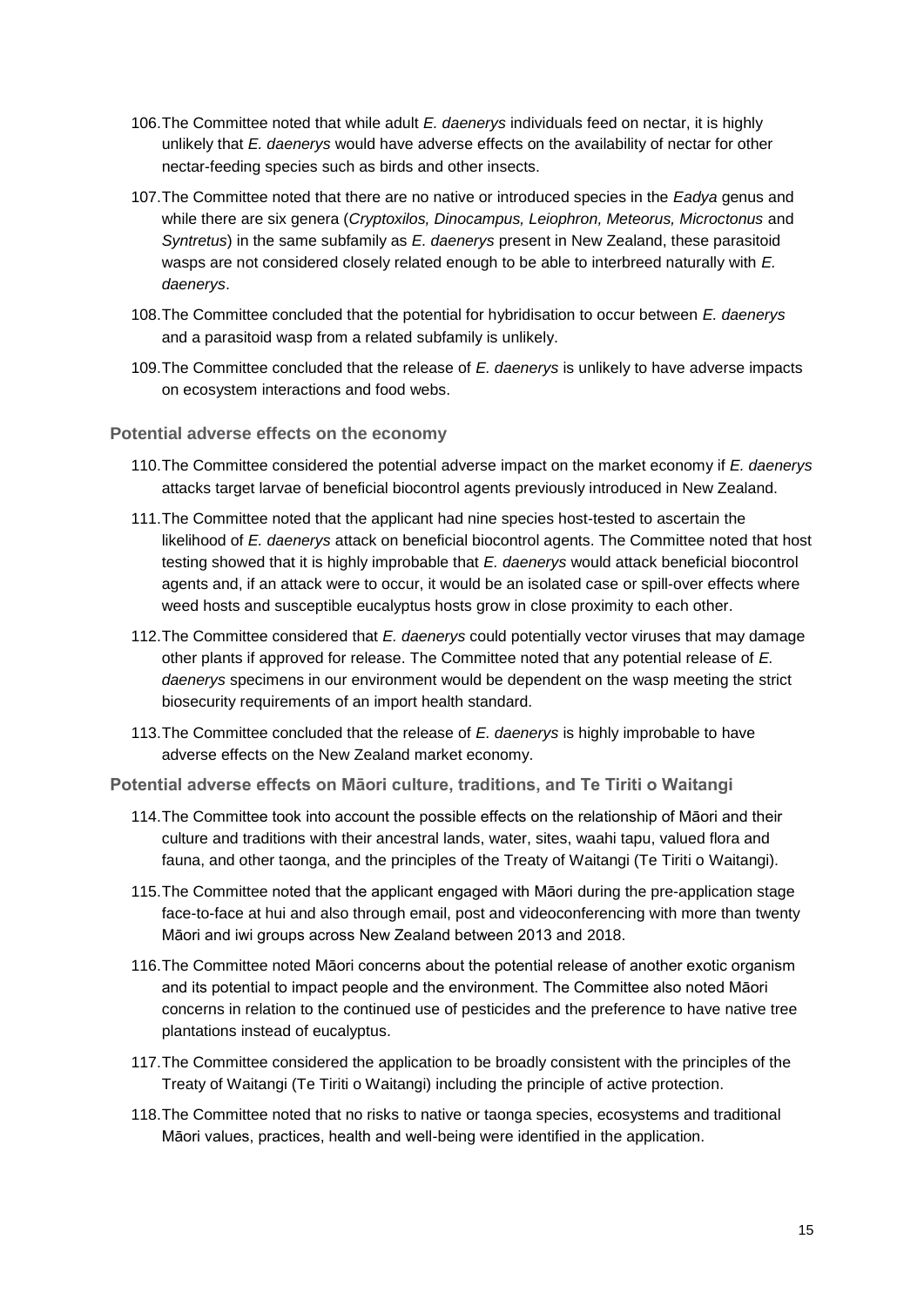106. The Committee noted that while adult *E. daenerys* individuals feed on nectar, it is highly unlikely that *E. daenerys* would have adverse effects on the availability of nectar for other nectar-feeding species such as birds and other insects.

107. The Committee noted that there are no native or introduced species in the *Eadya* genus and while there are six genera (*Cryptoxilos, Dinocampus, Leiophron, Meteorus, Microctonus* and *Syntretus*) in the same subfamily as *E. daenerys* present in New Zealand, these parasitoid wasps are not considered closely related enough to be able to interbreed naturally with *E. daenerys*.

108. The Committee concluded that the potential for hybridisation to occur between *E. daenerys* and a parasitoid wasp from a related subfamily is unlikely.

109. The Committee concluded that the release of *E. daenerys* is unlikely to have adverse impacts on ecosystem interactions and food webs.

### Potential adverse effects on the economy

110. The Committee considered the potential adverse impact on the market economy if *E. daenerys* attacks target larvae of beneficial biocontrol agents previously introduced in New Zealand.

111. The Committee noted that the applicant had nine species host-tested to ascertain the likelihood of *E. daenerys* attack on beneficial biocontrol agents. The Committee noted that host testing showed that it is highly improbable that *E. daenerys* would attack beneficial biocontrol agents and, if an attack were to occur, it would be an isolated case or spill-over effects where weed hosts and susceptible eucalyptus hosts grow in close proximity to each other.

112. The Committee considered that *E. daenerys* could potentially vector viruses that may damage other plants if approved for release. The Committee noted that any potential release of *E. daenerys* specimens in our environment would be dependent on the wasp meeting the strict biosecurity requirements of an import health standard.

113. The Committee concluded that the release of *E. daenerys* is highly improbable to have adverse effects on the New Zealand market economy.

### Potential adverse effects on Māori culture, traditions, and Te Tiriti o Waitangi

114. The Committee took into account the possible effects on the relationship of Māori and their culture and traditions with their ancestral lands, water, sites, waahi tapu, valued flora and fauna, and other taonga, and the principles of the Treaty of Waitangi (Te Tiriti o Waitangi).

115. The Committee noted that the applicant engaged with Māori during the pre-application stage face-to-face at hui and also through email, post and videoconferencing with more than twenty Māori and iwi groups across New Zealand between 2013 and 2018.

116. The Committee noted Māori concerns about the potential release of another exotic organism and its potential to impact people and the environment. The Committee also noted Māori concerns in relation to the continued use of pesticides and the preference to have native tree plantations instead of eucalyptus.

117. The Committee considered the application to be broadly consistent with the principles of the Treaty of Waitangi (Te Tiriti o Waitangi) including the principle of active protection.

118. The Committee noted that no risks to native or taonga species, ecosystems and traditional Māori values, practices, health and well-being were identified in the application.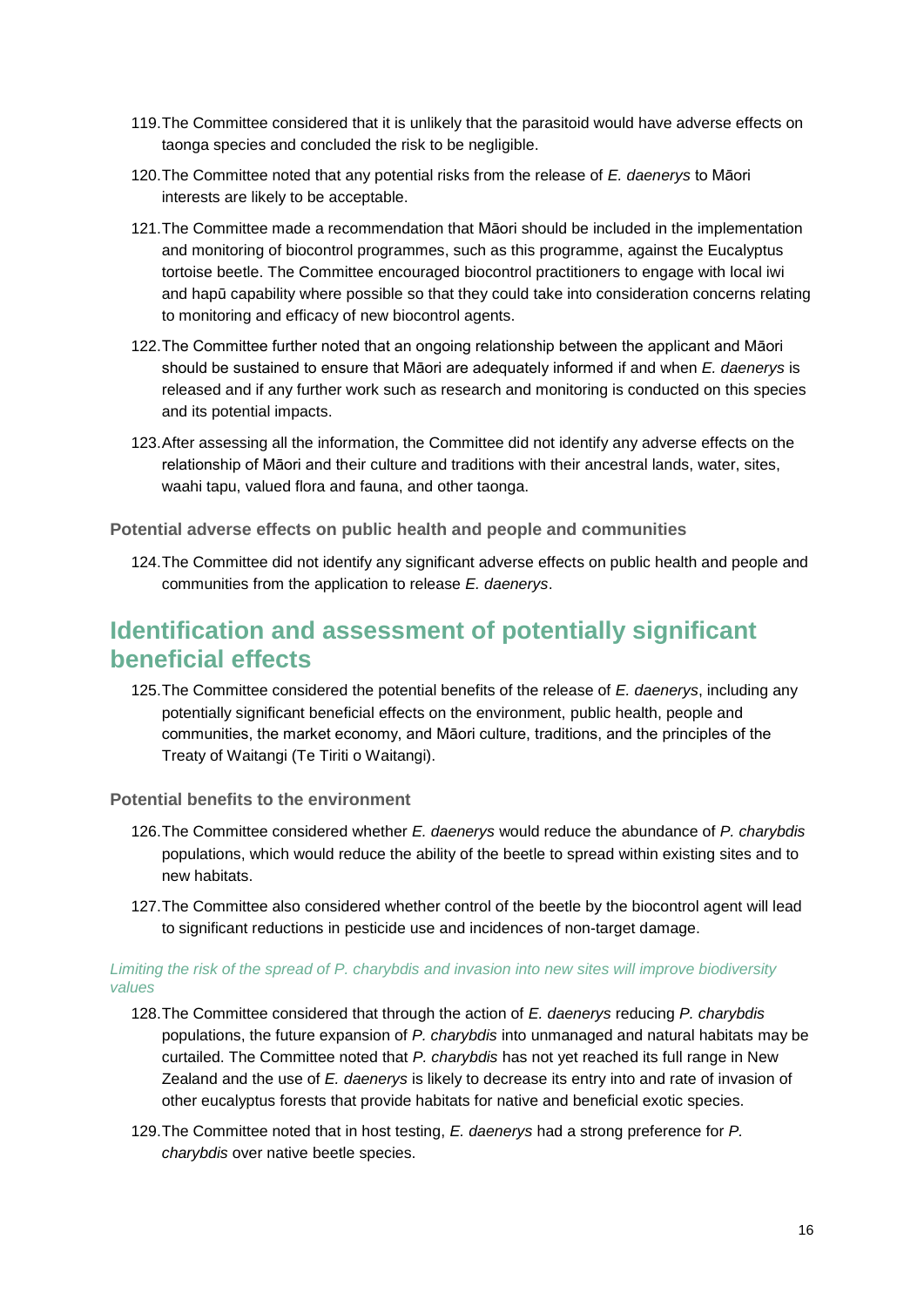119. The Committee considered that it is unlikely that the parasitoid would have adverse effects on taonga species and concluded the risk to be negligible.

120. The Committee noted that any potential risks from the release of *E. daenerys* to Māori interests are likely to be acceptable.

121. The Committee made a recommendation that Māori should be included in the implementation and monitoring of biocontrol programmes, such as this programme, against the Eucalyptus tortoise beetle. The Committee encouraged biocontrol practitioners to engage with local iwi and hapū capability where possible so that they could take into consideration concerns relating to monitoring and efficacy of new biocontrol agents.

122. The Committee further noted that an ongoing relationship between the applicant and Māori should be sustained to ensure that Māori are adequately informed if and when *E. daenerys* is released and if any further work such as research and monitoring is conducted on this species and its potential impacts.

123. After assessing all the information, the Committee did not identify any adverse effects on the relationship of Māori and their culture and traditions with their ancestral lands, water, sites, waahi tapu, valued flora and fauna, and other taonga.

### Potential adverse effects on public health and people and communities

124. The Committee did not identify any significant adverse effects on public health and people and communities from the application to release *E. daenerys*.

## Identification and assessment of potentially significant beneficial effects

125. The Committee considered the potential benefits of the release of *E. daenerys*, including any potentially significant beneficial effects on the environment, public health, people and communities, the market economy, and Māori culture, traditions, and the principles of the Treaty of Waitangi (Te Tiriti o Waitangi).

### Potential benefits to the environment

126. The Committee considered whether *E. daenerys* would reduce the abundance of *P. charybdis* populations, which would reduce the ability of the beetle to spread within existing sites and to new habitats.

127. The Committee also considered whether control of the beetle by the biocontrol agent will lead to significant reductions in pesticide use and incidences of non-target damage.

#### *Limiting the risk of the spread of P. charybdis and invasion into new sites will improve biodiversity values*

128. The Committee considered that through the action of *E. daenerys* reducing *P. charybdis* populations, the future expansion of *P. charybdis* into unmanaged and natural habitats may be curtailed. The Committee noted that *P. charybdis* has not yet reached its full range in New Zealand and the use of *E. daenerys* is likely to decrease its entry into and rate of invasion of other eucalyptus forests that provide habitats for native and beneficial exotic species.

129. The Committee noted that in host testing, *E. daenerys* had a strong preference for *P. charybdis* over native beetle species.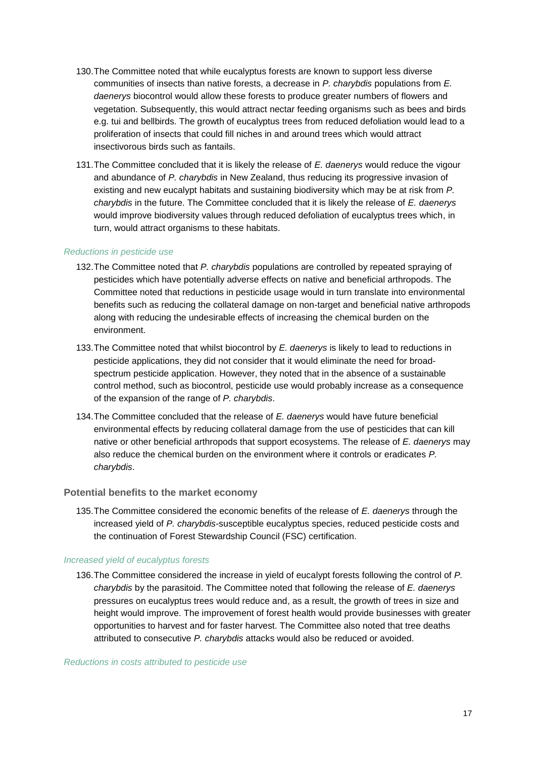130. The Committee noted that while eucalyptus forests are known to support less diverse communities of insects than native forests, a decrease in *P. charybdis* populations from *E. daenerys* biocontrol would allow these forests to produce greater numbers of flowers and vegetation. Subsequently, this would attract nectar feeding organisms such as bees and birds e.g. tui and bellbirds. The growth of eucalyptus trees from reduced defoliation would lead to a proliferation of insects that could fill niches in and around trees which would attract insectivorous birds such as fantails.

131. The Committee concluded that it is likely the release of *E. daenerys* would reduce the vigour and abundance of *P. charybdis* in New Zealand, thus reducing its progressive invasion of existing and new eucalypt habitats and sustaining biodiversity which may be at risk from *P. charybdis* in the future. The Committee concluded that it is likely the release of *E. daenerys* would improve biodiversity values through reduced defoliation of eucalyptus trees which, in turn, would attract organisms to these habitats.

#### *Reductions in pesticide use*

132. The Committee noted that *P. charybdis* populations are controlled by repeated spraying of pesticides which have potentially adverse effects on native and beneficial arthropods. The Committee noted that reductions in pesticide usage would in turn translate into environmental benefits such as reducing the collateral damage on non-target and beneficial native arthropods along with reducing the undesirable effects of increasing the chemical burden on the environment.

133. The Committee noted that whilst biocontrol by *E. daenerys* is likely to lead to reductions in pesticide applications, they did not consider that it would eliminate the need for broad-spectrum pesticide application. However, they noted that in the absence of a sustainable control method, such as biocontrol, pesticide use would probably increase as a consequence of the expansion of the range of *P. charybdis*.

134. The Committee concluded that the release of *E. daenerys* would have future beneficial environmental effects by reducing collateral damage from the use of pesticides that can kill native or other beneficial arthropods that support ecosystems. The release of *E. daenerys* may also reduce the chemical burden on the environment where it controls or eradicates *P. charybdis*.

### Potential benefits to the market economy

135. The Committee considered the economic benefits of the release of *E. daenerys* through the increased yield of *P. charybdis*-susceptible eucalyptus species, reduced pesticide costs and the continuation of Forest Stewardship Council (FSC) certification.

#### *Increased yield of eucalyptus forests*

136. The Committee considered the increase in yield of eucalypt forests following the control of *P. charybdis* by the parasitoid. The Committee noted that following the release of *E. daenerys* pressures on eucalyptus trees would reduce and, as a result, the growth of trees in size and height would improve. The improvement of forest health would provide businesses with greater opportunities to harvest and for faster harvest. The Committee also noted that tree deaths attributed to consecutive *P. charybdis* attacks would also be reduced or avoided.

#### *Reductions in costs attributed to pesticide use*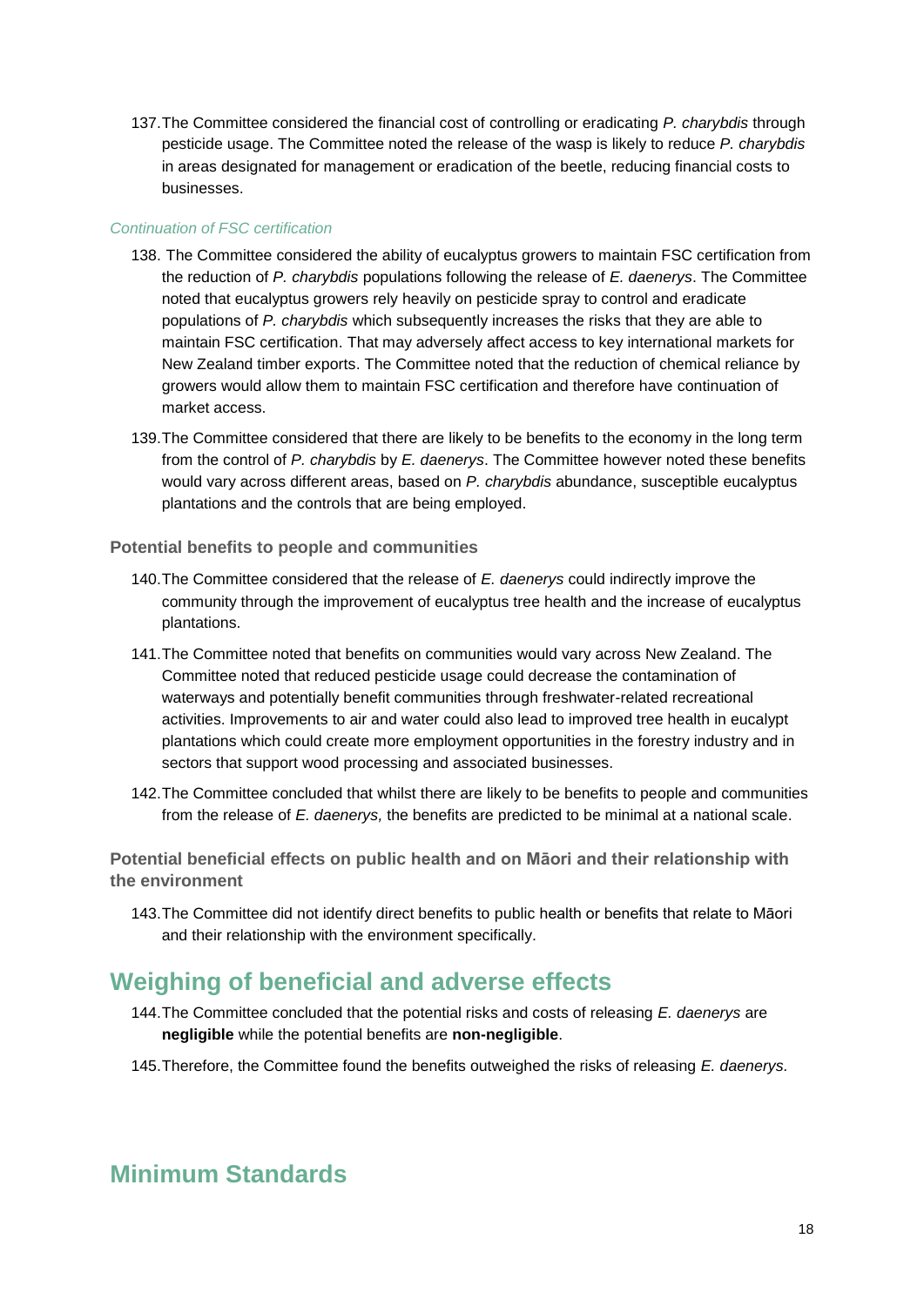137. The Committee considered the financial cost of controlling or eradicating *P. charybdis* through pesticide usage. The Committee noted the release of the wasp is likely to reduce *P. charybdis* in areas designated for management or eradication of the beetle, reducing financial costs to businesses.

#### *Continuation of FSC certification*

138. The Committee considered the ability of eucalyptus growers to maintain FSC certification from the reduction of *P. charybdis* populations following the release of *E. daenerys*. The Committee noted that eucalyptus growers rely heavily on pesticide spray to control and eradicate populations of *P. charybdis* which subsequently increases the risks that they are able to maintain FSC certification. That may adversely affect access to key international markets for New Zealand timber exports. The Committee noted that the reduction of chemical reliance by growers would allow them to maintain FSC certification and therefore have continuation of market access.

139. The Committee considered that there are likely to be benefits to the economy in the long term from the control of *P. charybdis* by *E. daenerys*. The Committee however noted these benefits would vary across different areas, based on *P. charybdis* abundance, susceptible eucalyptus plantations and the controls that are being employed.

### Potential benefits to people and communities

140. The Committee considered that the release of *E. daenerys* could indirectly improve the community through the improvement of eucalyptus tree health and the increase of eucalyptus plantations.

141. The Committee noted that benefits on communities would vary across New Zealand. The Committee noted that reduced pesticide usage could decrease the contamination of waterways and potentially benefit communities through freshwater-related recreational activities. Improvements to air and water could also lead to improved tree health in eucalypt plantations which could create more employment opportunities in the forestry industry and in sectors that support wood processing and associated businesses.

142. The Committee concluded that whilst there are likely to be benefits to people and communities from the release of *E. daenerys,* the benefits are predicted to be minimal at a national scale.

### Potential beneficial effects on public health and on Māori and their relationship with the environment

143. The Committee did not identify direct benefits to public health or benefits that relate to Māori and their relationship with the environment specifically.

## Weighing of beneficial and adverse effects

144. The Committee concluded that the potential risks and costs of releasing *E. daenerys* are **negligible** while the potential benefits are **non-negligible**.

145. Therefore, the Committee found the benefits outweighed the risks of releasing *E. daenerys.*

## Minimum Standards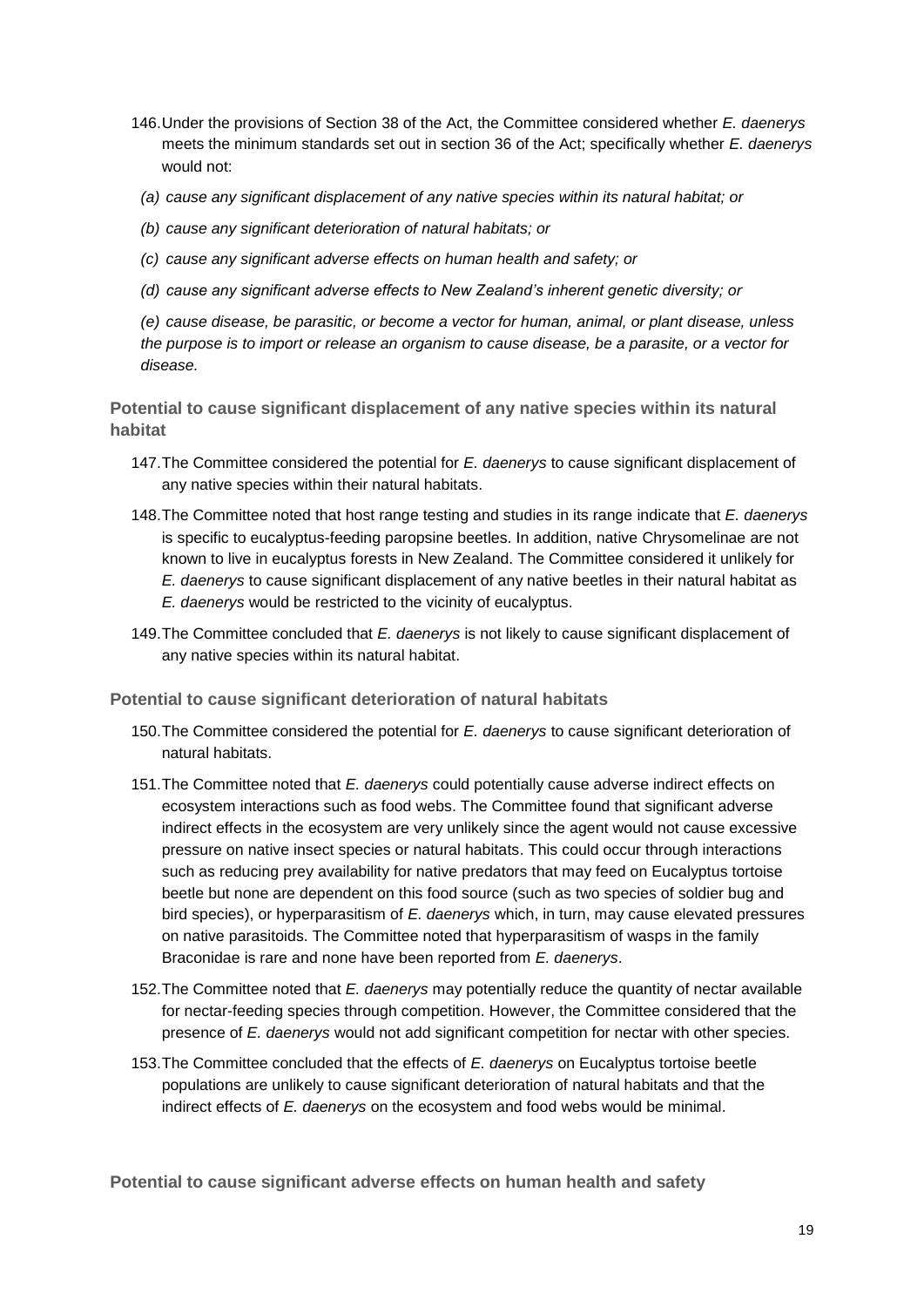146. Under the provisions of Section 38 of the Act, the Committee considered whether *E. daenerys* meets the minimum standards set out in section 36 of the Act; specifically whether *E. daenerys* would not:

   *(a) cause any significant displacement of any native species within its natural habitat; or*

   *(b) cause any significant deterioration of natural habitats; or*

   *(c) cause any significant adverse effects on human health and safety; or*

   *(d) cause any significant adverse effects to New Zealand's inherent genetic diversity; or*

   *(e) cause disease, be parasitic, or become a vector for human, animal, or plant disease, unless the purpose is to import or release an organism to cause disease, be a parasite, or a vector for disease.*

### Potential to cause significant displacement of any native species within its natural habitat

147. The Committee considered the potential for *E. daenerys* to cause significant displacement of any native species within their natural habitats.

148. The Committee noted that host range testing and studies in its range indicate that *E. daenerys* is specific to eucalyptus-feeding paropsine beetles. In addition, native Chrysomelinae are not known to live in eucalyptus forests in New Zealand. The Committee considered it unlikely for *E. daenerys* to cause significant displacement of any native beetles in their natural habitat as *E. daenerys* would be restricted to the vicinity of eucalyptus.

149. The Committee concluded that *E. daenerys* is not likely to cause significant displacement of any native species within its natural habitat.

### Potential to cause significant deterioration of natural habitats

150. The Committee considered the potential for *E. daenerys* to cause significant deterioration of natural habitats.

151. The Committee noted that *E. daenerys* could potentially cause adverse indirect effects on ecosystem interactions such as food webs. The Committee found that significant adverse indirect effects in the ecosystem are very unlikely since the agent would not cause excessive pressure on native insect species or natural habitats. This could occur through interactions such as reducing prey availability for native predators that may feed on Eucalyptus tortoise beetle but none are dependent on this food source (such as two species of soldier bug and bird species), or hyperparasitism of *E. daenerys* which, in turn, may cause elevated pressures on native parasitoids. The Committee noted that hyperparasitism of wasps in the family Braconidae is rare and none have been reported from *E. daenerys*.

152. The Committee noted that *E. daenerys* may potentially reduce the quantity of nectar available for nectar-feeding species through competition. However, the Committee considered that the presence of *E. daenerys* would not add significant competition for nectar with other species.

153. The Committee concluded that the effects of *E. daenerys* on Eucalyptus tortoise beetle populations are unlikely to cause significant deterioration of natural habitats and that the indirect effects of *E. daenerys* on the ecosystem and food webs would be minimal.

### Potential to cause significant adverse effects on human health and safety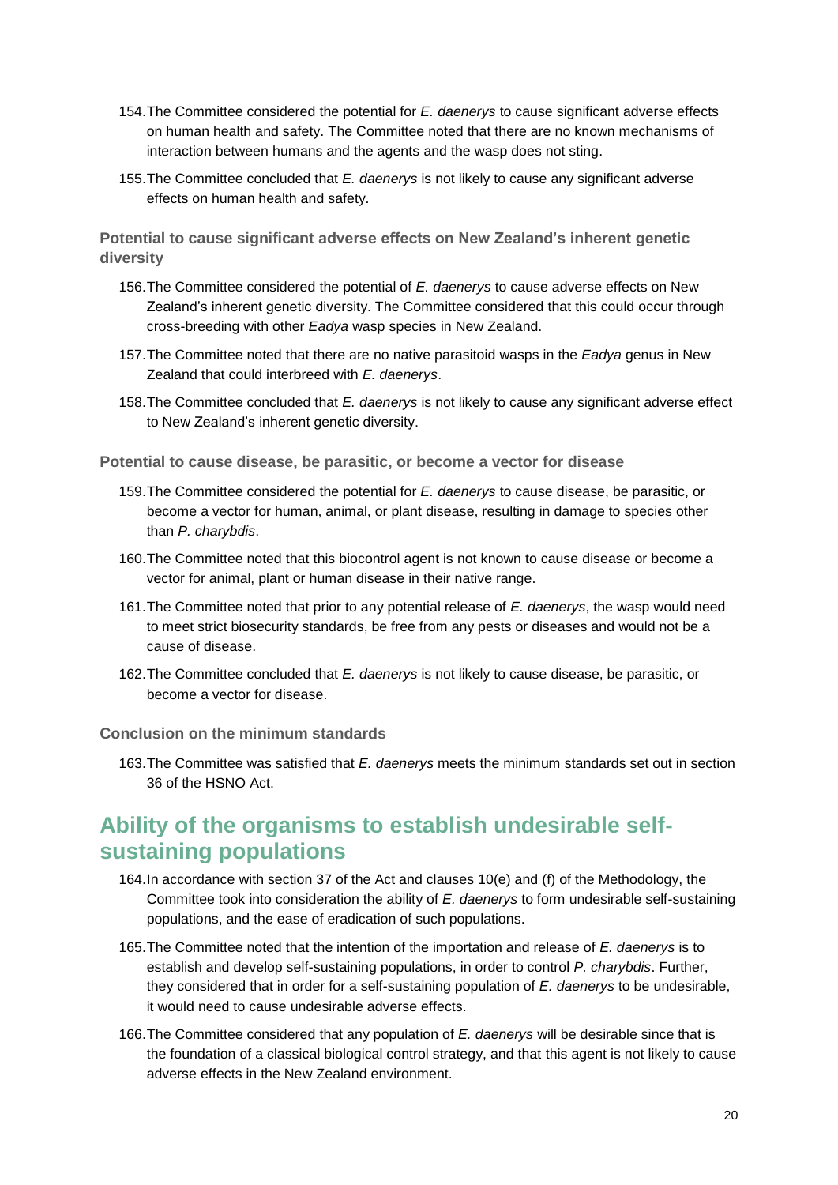154. The Committee considered the potential for *E. daenerys* to cause significant adverse effects on human health and safety. The Committee noted that there are no known mechanisms of interaction between humans and the agents and the wasp does not sting.

155. The Committee concluded that *E. daenerys* is not likely to cause any significant adverse effects on human health and safety.

### Potential to cause significant adverse effects on New Zealand's inherent genetic diversity

156. The Committee considered the potential of *E. daenerys* to cause adverse effects on New Zealand's inherent genetic diversity. The Committee considered that this could occur through cross-breeding with other *Eadya* wasp species in New Zealand.

157. The Committee noted that there are no native parasitoid wasps in the *Eadya* genus in New Zealand that could interbreed with *E. daenerys*.

158. The Committee concluded that *E. daenerys* is not likely to cause any significant adverse effect to New Zealand's inherent genetic diversity.

### Potential to cause disease, be parasitic, or become a vector for disease

159. The Committee considered the potential for *E. daenerys* to cause disease, be parasitic, or become a vector for human, animal, or plant disease, resulting in damage to species other than *P. charybdis*.

160. The Committee noted that this biocontrol agent is not known to cause disease or become a vector for animal, plant or human disease in their native range.

161. The Committee noted that prior to any potential release of *E. daenerys*, the wasp would need to meet strict biosecurity standards, be free from any pests or diseases and would not be a cause of disease.

162. The Committee concluded that *E. daenerys* is not likely to cause disease, be parasitic, or become a vector for disease.

### Conclusion on the minimum standards

163. The Committee was satisfied that *E. daenerys* meets the minimum standards set out in section 36 of the HSNO Act.

## Ability of the organisms to establish undesirable self-sustaining populations

164. In accordance with section 37 of the Act and clauses 10(e) and (f) of the Methodology, the Committee took into consideration the ability of *E. daenerys* to form undesirable self-sustaining populations, and the ease of eradication of such populations.

165. The Committee noted that the intention of the importation and release of *E. daenerys* is to establish and develop self-sustaining populations, in order to control *P. charybdis*. Further, they considered that in order for a self-sustaining population of *E. daenerys* to be undesirable, it would need to cause undesirable adverse effects.

166. The Committee considered that any population of *E. daenerys* will be desirable since that is the foundation of a classical biological control strategy, and that this agent is not likely to cause adverse effects in the New Zealand environment.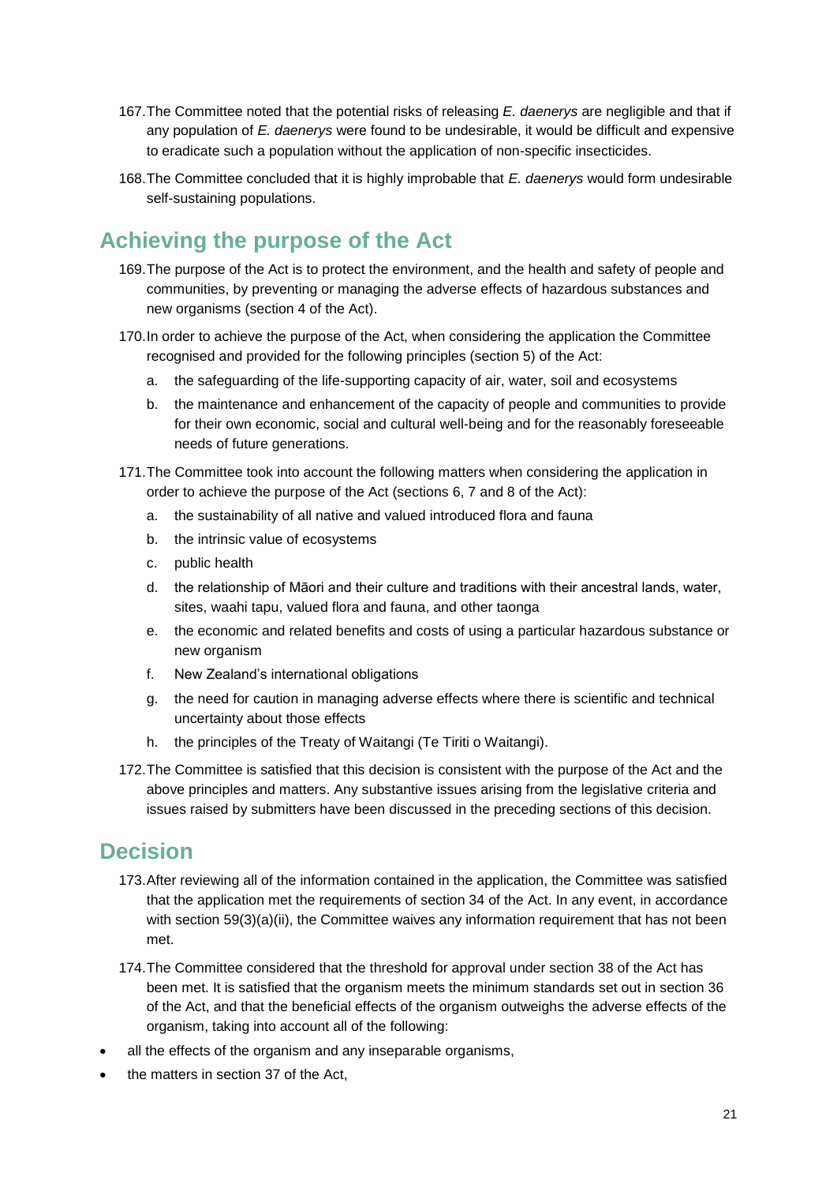167. The Committee noted that the potential risks of releasing *E. daenerys* are negligible and that if any population of *E. daenerys* were found to be undesirable, it would be difficult and expensive to eradicate such a population without the application of non-specific insecticides.

168. The Committee concluded that it is highly improbable that *E. daenerys* would form undesirable self-sustaining populations.

## Achieving the purpose of the Act

169. The purpose of the Act is to protect the environment, and the health and safety of people and communities, by preventing or managing the adverse effects of hazardous substances and new organisms (section 4 of the Act).

170. In order to achieve the purpose of the Act, when considering the application the Committee recognised and provided for the following principles (section 5) of the Act:

    a. the safeguarding of the life-supporting capacity of air, water, soil and ecosystems

    b. the maintenance and enhancement of the capacity of people and communities to provide for their own economic, social and cultural well-being and for the reasonably foreseeable needs of future generations.

171. The Committee took into account the following matters when considering the application in order to achieve the purpose of the Act (sections 6, 7 and 8 of the Act):

    a. the sustainability of all native and valued introduced flora and fauna

    b. the intrinsic value of ecosystems

    c. public health

    d. the relationship of Māori and their culture and traditions with their ancestral lands, water, sites, waahi tapu, valued flora and fauna, and other taonga

    e. the economic and related benefits and costs of using a particular hazardous substance or new organism

    f. New Zealand's international obligations

    g. the need for caution in managing adverse effects where there is scientific and technical uncertainty about those effects

    h. the principles of the Treaty of Waitangi (Te Tiriti o Waitangi).

172. The Committee is satisfied that this decision is consistent with the purpose of the Act and the above principles and matters. Any substantive issues arising from the legislative criteria and issues raised by submitters have been discussed in the preceding sections of this decision.

## Decision

173. After reviewing all of the information contained in the application, the Committee was satisfied that the application met the requirements of section 34 of the Act. In any event, in accordance with section 59(3)(a)(ii), the Committee waives any information requirement that has not been met.

174. The Committee considered that the threshold for approval under section 38 of the Act has been met. It is satisfied that the organism meets the minimum standards set out in section 36 of the Act, and that the beneficial effects of the organism outweighs the adverse effects of the organism, taking into account all of the following:

- all the effects of the organism and any inseparable organisms,
- the matters in section 37 of the Act,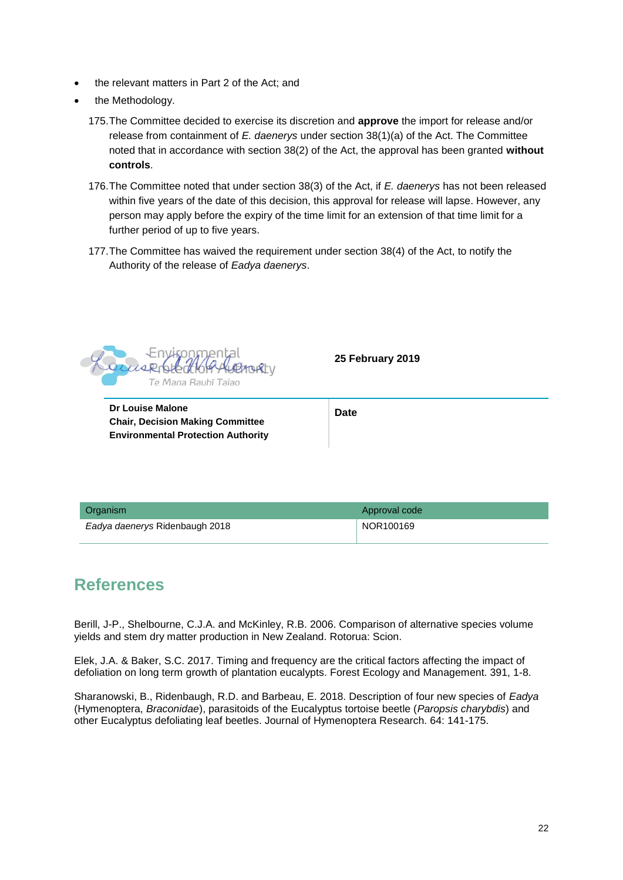- the relevant matters in Part 2 of the Act; and
- the Methodology.

175. The Committee decided to exercise its discretion and **approve** the import for release and/or release from containment of *E. daenerys* under section 38(1)(a) of the Act. The Committee noted that in accordance with section 38(2) of the Act, the approval has been granted **without controls**.

176. The Committee noted that under section 38(3) of the Act, if *E. daenerys* has not been released within five years of the date of this decision, this approval for release will lapse. However, any person may apply before the expiry of the time limit for an extension of that time limit for a further period of up to five years.

177. The Committee has waived the requirement under section 38(4) of the Act, to notify the Authority of the release of *Eadya daenerys*.

Environmental Protection Authority
Te Mana Rauhī Taiao

| | |
|---|---|
| **Dr Louise Malone**<br>**Chair, Decision Making Committee**<br>**Environmental Protection Authority** | **25 February 2019**<br>**Date** |

| Organism | Approval code |
|---|---|
| *Eadya daenerys* Ridenbaugh 2018 | NOR100169 |

## References

Berill, J-P., Shelbourne, C.J.A. and McKinley, R.B. 2006. Comparison of alternative species volume yields and stem dry matter production in New Zealand. Rotorua: Scion.

Elek, J.A. & Baker, S.C. 2017. Timing and frequency are the critical factors affecting the impact of defoliation on long term growth of plantation eucalypts. Forest Ecology and Management. 391, 1-8.

Sharanowski, B., Ridenbaugh, R.D. and Barbeau, E. 2018. Description of four new species of *Eadya* (Hymenoptera, *Braconidae*), parasitoids of the Eucalyptus tortoise beetle (*Paropsis charybdis*) and other Eucalyptus defoliating leaf beetles. Journal of Hymenoptera Research. 64: 141-175.